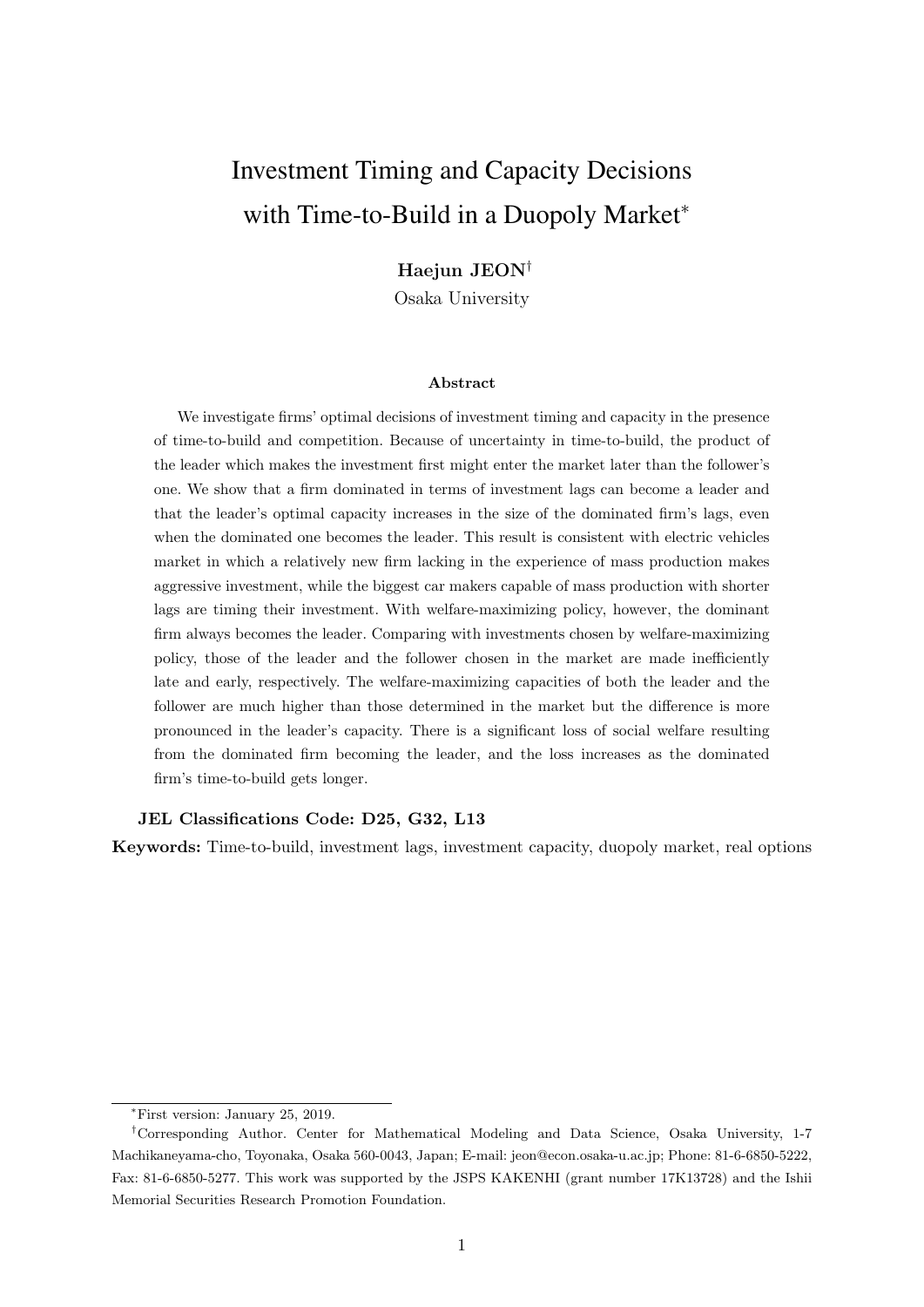# Investment Timing and Capacity Decisions with Time-to-Build in a Duopoly Market*

**Haejun JEON**[†]
Osaka University

### Abstract

We investigate firms' optimal decisions of investment timing and capacity in the presence of time-to-build and competition. Because of uncertainty in time-to-build, the product of the leader which makes the investment first might enter the market later than the follower's one. We show that a firm dominated in terms of investment lags can become a leader and that the leader's optimal capacity increases in the size of the dominated firm's lags, even when the dominated one becomes the leader. This result is consistent with electric vehicles market in which a relatively new firm lacking in the experience of mass production makes aggressive investment, while the biggest car makers capable of mass production with shorter lags are timing their investment. With welfare-maximizing policy, however, the dominant firm always becomes the leader. Comparing with investments chosen by welfare-maximizing policy, those of the leader and the follower chosen in the market are made inefficiently late and early, respectively. The welfare-maximizing capacities of both the leader and the follower are much higher than those determined in the market but the difference is more pronounced in the leader's capacity. There is a significant loss of social welfare resulting from the dominated firm becoming the leader, and the loss increases as the dominated firm's time-to-build gets longer.

**JEL Classifications Code: D25, G32, L13**

**Keywords:** Time-to-build, investment lags, investment capacity, duopoly market, real options

---

*First version: January 25, 2019.

†Corresponding Author. Center for Mathematical Modeling and Data Science, Osaka University, 1-7 Machikaneyama-cho, Toyonaka, Osaka 560-0043, Japan; E-mail: jeon@econ.osaka-u.ac.jp; Phone: 81-6-6850-5222, Fax: 81-6-6850-5277. This work was supported by the JSPS KAKENHI (grant number 17K13728) and the Ishii Memorial Securities Research Promotion Foundation.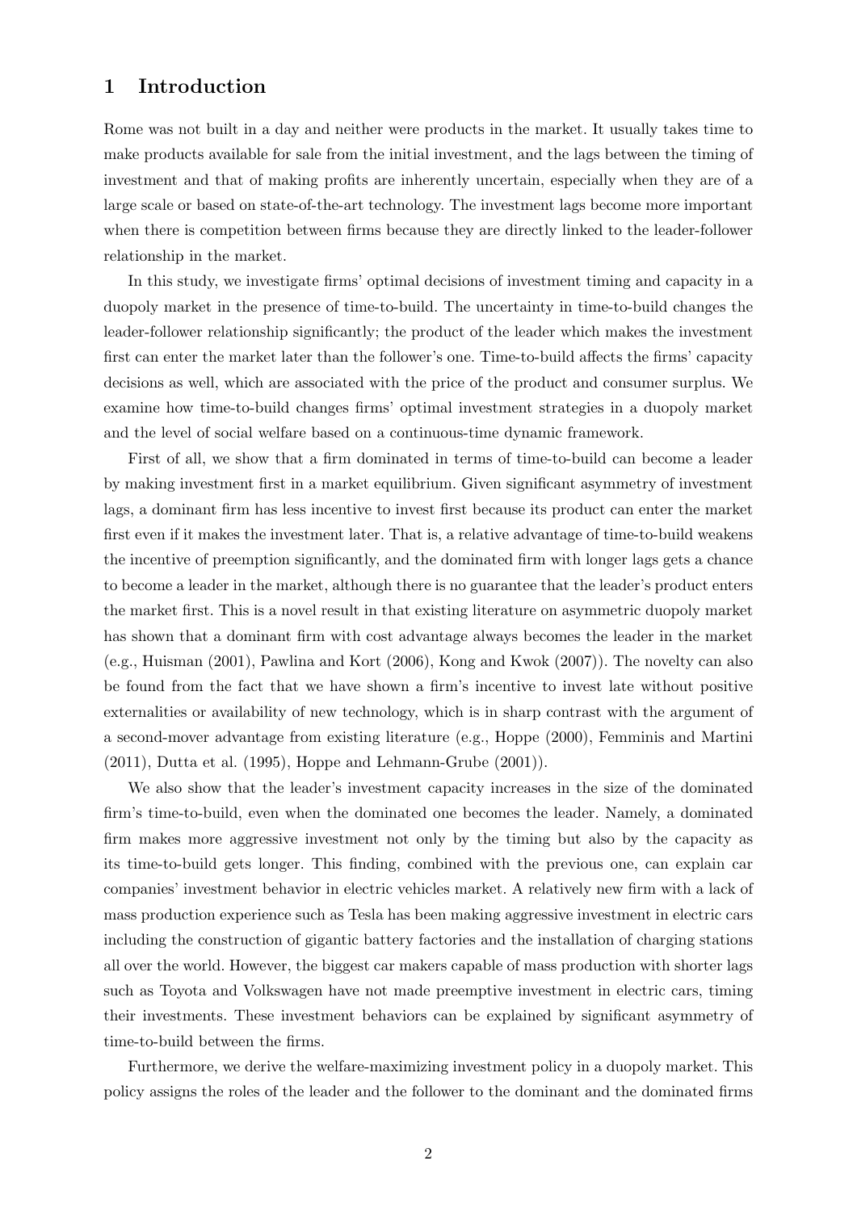# 1 Introduction

Rome was not built in a day and neither were products in the market. It usually takes time to make products available for sale from the initial investment, and the lags between the timing of investment and that of making profits are inherently uncertain, especially when they are of a large scale or based on state-of-the-art technology. The investment lags become more important when there is competition between firms because they are directly linked to the leader-follower relationship in the market.

In this study, we investigate firms' optimal decisions of investment timing and capacity in a duopoly market in the presence of time-to-build. The uncertainty in time-to-build changes the leader-follower relationship significantly; the product of the leader which makes the investment first can enter the market later than the follower's one. Time-to-build affects the firms' capacity decisions as well, which are associated with the price of the product and consumer surplus. We examine how time-to-build changes firms' optimal investment strategies in a duopoly market and the level of social welfare based on a continuous-time dynamic framework.

First of all, we show that a firm dominated in terms of time-to-build can become a leader by making investment first in a market equilibrium. Given significant asymmetry of investment lags, a dominant firm has less incentive to invest first because its product can enter the market first even if it makes the investment later. That is, a relative advantage of time-to-build weakens the incentive of preemption significantly, and the dominated firm with longer lags gets a chance to become a leader in the market, although there is no guarantee that the leader's product enters the market first. This is a novel result in that existing literature on asymmetric duopoly market has shown that a dominant firm with cost advantage always becomes the leader in the market (e.g., Huisman (2001), Pawlina and Kort (2006), Kong and Kwok (2007)). The novelty can also be found from the fact that we have shown a firm's incentive to invest late without positive externalities or availability of new technology, which is in sharp contrast with the argument of a second-mover advantage from existing literature (e.g., Hoppe (2000), Femminis and Martini (2011), Dutta et al. (1995), Hoppe and Lehmann-Grube (2001)).

We also show that the leader's investment capacity increases in the size of the dominated firm's time-to-build, even when the dominated one becomes the leader. Namely, a dominated firm makes more aggressive investment not only by the timing but also by the capacity as its time-to-build gets longer. This finding, combined with the previous one, can explain car companies' investment behavior in electric vehicles market. A relatively new firm with a lack of mass production experience such as Tesla has been making aggressive investment in electric cars including the construction of gigantic battery factories and the installation of charging stations all over the world. However, the biggest car makers capable of mass production with shorter lags such as Toyota and Volkswagen have not made preemptive investment in electric cars, timing their investments. These investment behaviors can be explained by significant asymmetry of time-to-build between the firms.

Furthermore, we derive the welfare-maximizing investment policy in a duopoly market. This policy assigns the roles of the leader and the follower to the dominant and the dominated firms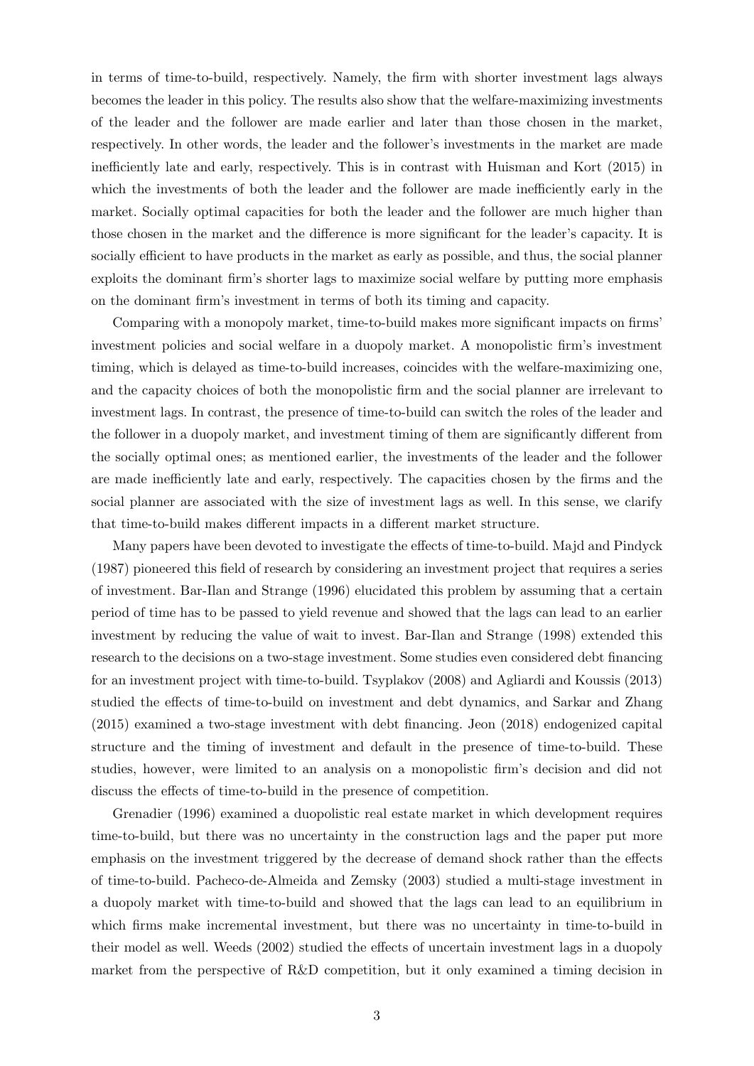in terms of time-to-build, respectively. Namely, the firm with shorter investment lags always becomes the leader in this policy. The results also show that the welfare-maximizing investments of the leader and the follower are made earlier and later than those chosen in the market, respectively. In other words, the leader and the follower's investments in the market are made inefficiently late and early, respectively. This is in contrast with Huisman and Kort (2015) in which the investments of both the leader and the follower are made inefficiently early in the market. Socially optimal capacities for both the leader and the follower are much higher than those chosen in the market and the difference is more significant for the leader's capacity. It is socially efficient to have products in the market as early as possible, and thus, the social planner exploits the dominant firm's shorter lags to maximize social welfare by putting more emphasis on the dominant firm's investment in terms of both its timing and capacity.

Comparing with a monopoly market, time-to-build makes more significant impacts on firms' investment policies and social welfare in a duopoly market. A monopolistic firm's investment timing, which is delayed as time-to-build increases, coincides with the welfare-maximizing one, and the capacity choices of both the monopolistic firm and the social planner are irrelevant to investment lags. In contrast, the presence of time-to-build can switch the roles of the leader and the follower in a duopoly market, and investment timing of them are significantly different from the socially optimal ones; as mentioned earlier, the investments of the leader and the follower are made inefficiently late and early, respectively. The capacities chosen by the firms and the social planner are associated with the size of investment lags as well. In this sense, we clarify that time-to-build makes different impacts in a different market structure.

Many papers have been devoted to investigate the effects of time-to-build. Majd and Pindyck (1987) pioneered this field of research by considering an investment project that requires a series of investment. Bar-Ilan and Strange (1996) elucidated this problem by assuming that a certain period of time has to be passed to yield revenue and showed that the lags can lead to an earlier investment by reducing the value of wait to invest. Bar-Ilan and Strange (1998) extended this research to the decisions on a two-stage investment. Some studies even considered debt financing for an investment project with time-to-build. Tsyplakov (2008) and Agliardi and Koussis (2013) studied the effects of time-to-build on investment and debt dynamics, and Sarkar and Zhang (2015) examined a two-stage investment with debt financing. Jeon (2018) endogenized capital structure and the timing of investment and default in the presence of time-to-build. These studies, however, were limited to an analysis on a monopolistic firm's decision and did not discuss the effects of time-to-build in the presence of competition.

Grenadier (1996) examined a duopolistic real estate market in which development requires time-to-build, but there was no uncertainty in the construction lags and the paper put more emphasis on the investment triggered by the decrease of demand shock rather than the effects of time-to-build. Pacheco-de-Almeida and Zemsky (2003) studied a multi-stage investment in a duopoly market with time-to-build and showed that the lags can lead to an equilibrium in which firms make incremental investment, but there was no uncertainty in time-to-build in their model as well. Weeds (2002) studied the effects of uncertain investment lags in a duopoly market from the perspective of R&D competition, but it only examined a timing decision in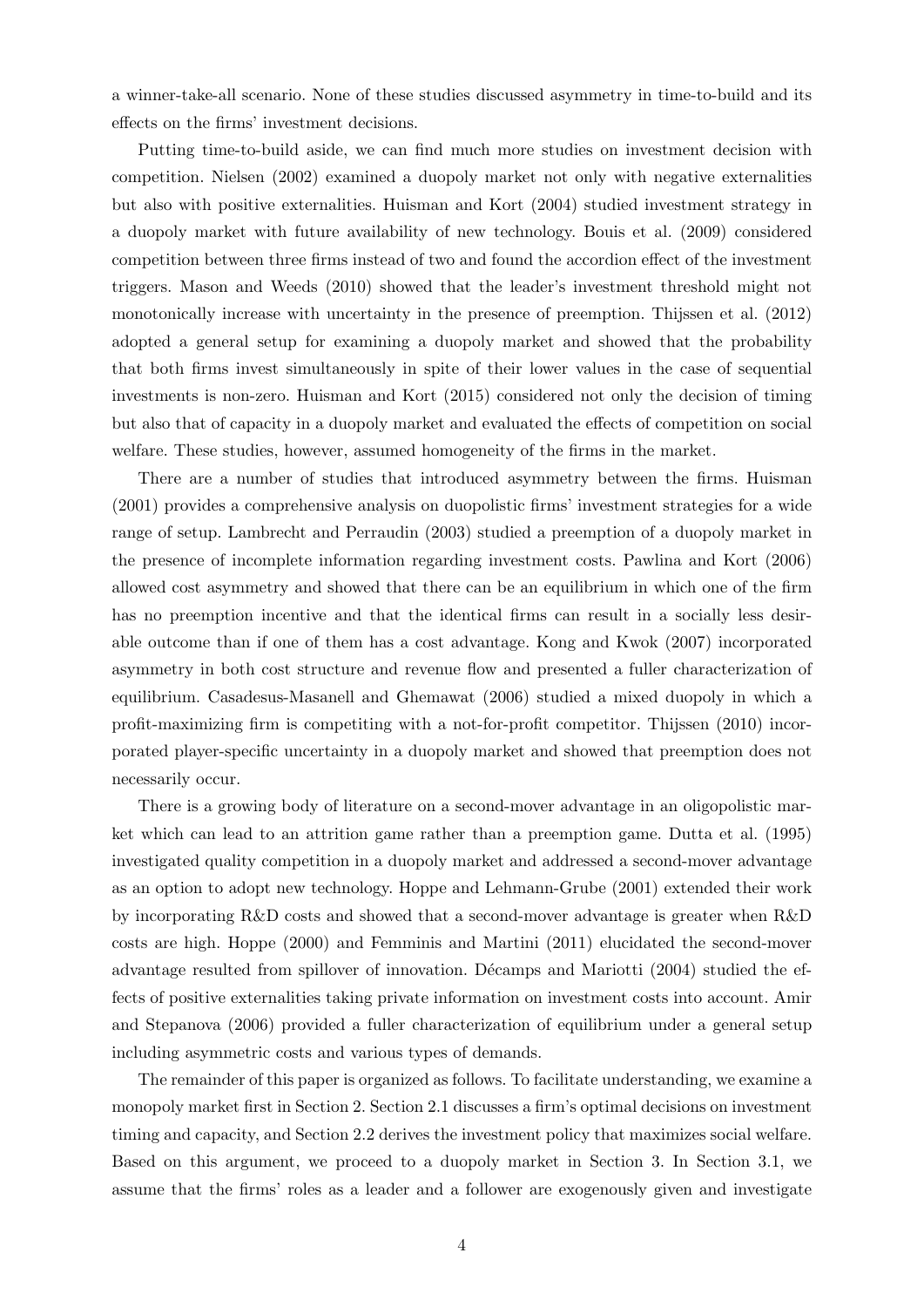a winner-take-all scenario. None of these studies discussed asymmetry in time-to-build and its effects on the firms' investment decisions.

Putting time-to-build aside, we can find much more studies on investment decision with competition. Nielsen (2002) examined a duopoly market not only with negative externalities but also with positive externalities. Huisman and Kort (2004) studied investment strategy in a duopoly market with future availability of new technology. Bouis et al. (2009) considered competition between three firms instead of two and found the accordion effect of the investment triggers. Mason and Weeds (2010) showed that the leader's investment threshold might not monotonically increase with uncertainty in the presence of preemption. Thijssen et al. (2012) adopted a general setup for examining a duopoly market and showed that the probability that both firms invest simultaneously in spite of their lower values in the case of sequential investments is non-zero. Huisman and Kort (2015) considered not only the decision of timing but also that of capacity in a duopoly market and evaluated the effects of competition on social welfare. These studies, however, assumed homogeneity of the firms in the market.

There are a number of studies that introduced asymmetry between the firms. Huisman (2001) provides a comprehensive analysis on duopolistic firms' investment strategies for a wide range of setup. Lambrecht and Perraudin (2003) studied a preemption of a duopoly market in the presence of incomplete information regarding investment costs. Pawlina and Kort (2006) allowed cost asymmetry and showed that there can be an equilibrium in which one of the firm has no preemption incentive and that the identical firms can result in a socially less desirable outcome than if one of them has a cost advantage. Kong and Kwok (2007) incorporated asymmetry in both cost structure and revenue flow and presented a fuller characterization of equilibrium. Casadesus-Masanell and Ghemawat (2006) studied a mixed duopoly in which a profit-maximizing firm is competiting with a not-for-profit competitor. Thijssen (2010) incorporated player-specific uncertainty in a duopoly market and showed that preemption does not necessarily occur.

There is a growing body of literature on a second-mover advantage in an oligopolistic market which can lead to an attrition game rather than a preemption game. Dutta et al. (1995) investigated quality competition in a duopoly market and addressed a second-mover advantage as an option to adopt new technology. Hoppe and Lehmann-Grube (2001) extended their work by incorporating R&D costs and showed that a second-mover advantage is greater when R&D costs are high. Hoppe (2000) and Femminis and Martini (2011) elucidated the second-mover advantage resulted from spillover of innovation. Décamps and Mariotti (2004) studied the effects of positive externalities taking private information on investment costs into account. Amir and Stepanova (2006) provided a fuller characterization of equilibrium under a general setup including asymmetric costs and various types of demands.

The remainder of this paper is organized as follows. To facilitate understanding, we examine a monopoly market first in Section 2. Section 2.1 discusses a firm's optimal decisions on investment timing and capacity, and Section 2.2 derives the investment policy that maximizes social welfare. Based on this argument, we proceed to a duopoly market in Section 3. In Section 3.1, we assume that the firms' roles as a leader and a follower are exogenously given and investigate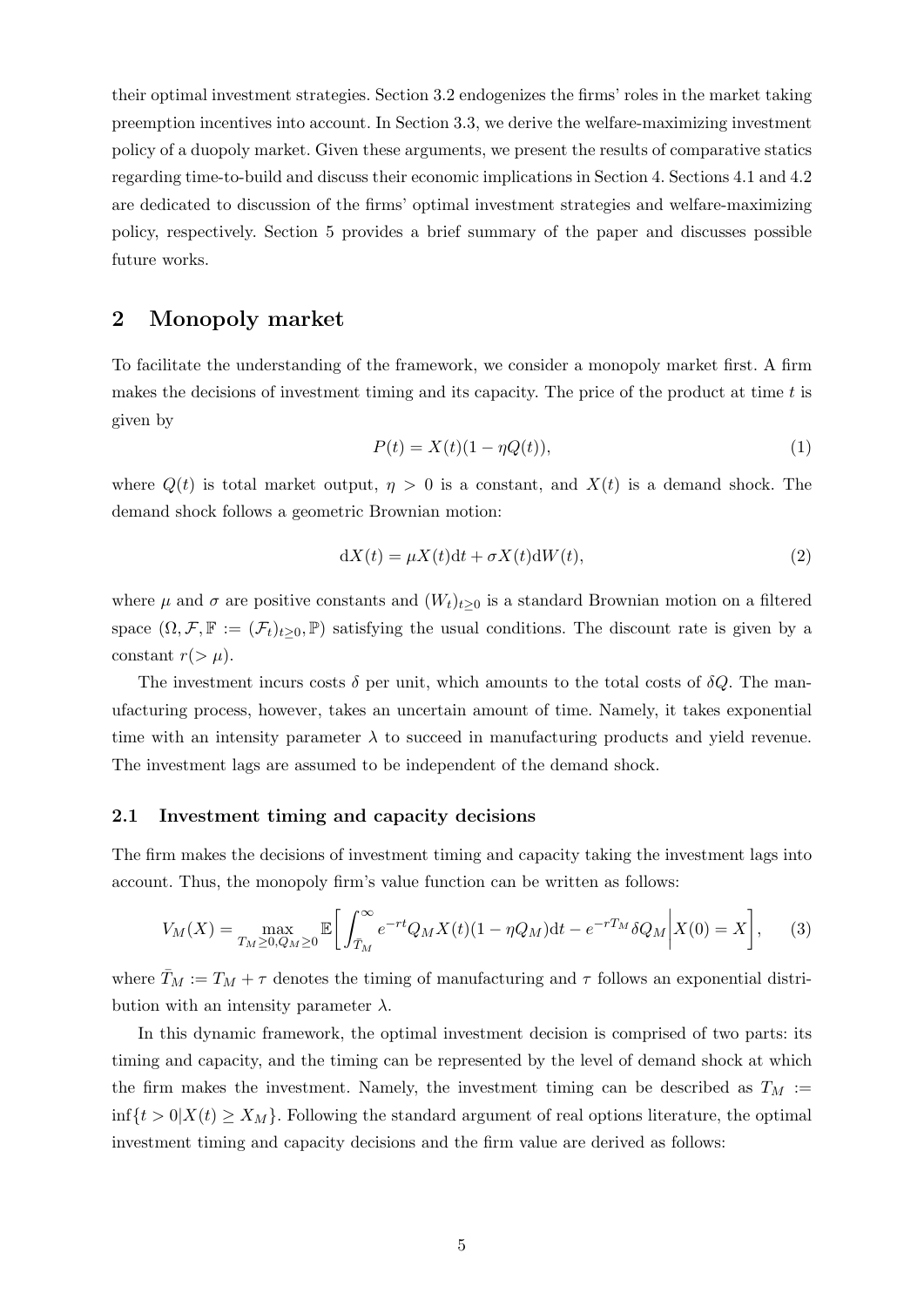their optimal investment strategies. Section 3.2 endogenizes the firms' roles in the market taking preemption incentives into account. In Section 3.3, we derive the welfare-maximizing investment policy of a duopoly market. Given these arguments, we present the results of comparative statics regarding time-to-build and discuss their economic implications in Section 4. Sections 4.1 and 4.2 are dedicated to discussion of the firms' optimal investment strategies and welfare-maximizing policy, respectively. Section 5 provides a brief summary of the paper and discusses possible future works.

## 2 Monopoly market

To facilitate the understanding of the framework, we consider a monopoly market first. A firm makes the decisions of investment timing and its capacity. The price of the product at time $t$ is given by

$$P(t) = X(t)(1 - \eta Q(t)), \tag{1}$$

where $Q(t)$ is total market output, $\eta > 0$ is a constant, and $X(t)$ is a demand shock. The demand shock follows a geometric Brownian motion:

$$\mathrm{d}X(t) = \mu X(t)\mathrm{d}t + \sigma X(t)\mathrm{d}W(t), \tag{2}$$

where $\mu$ and $\sigma$ are positive constants and $(W_t)_{t\geq 0}$ is a standard Brownian motion on a filtered space $(\Omega, \mathcal{F}, \mathbb{F} := (\mathcal{F}_t)_{t\geq 0}, \mathbb{P})$ satisfying the usual conditions. The discount rate is given by a constant $r(> \mu)$.

The investment incurs costs $\delta$ per unit, which amounts to the total costs of $\delta Q$. The manufacturing process, however, takes an uncertain amount of time. Namely, it takes exponential time with an intensity parameter $\lambda$ to succeed in manufacturing products and yield revenue. The investment lags are assumed to be independent of the demand shock.

### 2.1 Investment timing and capacity decisions

The firm makes the decisions of investment timing and capacity taking the investment lags into account. Thus, the monopoly firm's value function can be written as follows:

$$V_M(X) = \max_{T_M\geq 0, Q_M\geq 0} \mathbb{E}\bigg[\int_{\bar{T}_M}^{\infty} e^{-rt} Q_M X(t)(1 - \eta Q_M)\mathrm{d}t - e^{-rT_M}\delta Q_M \bigg| X(0) = X\bigg], \tag{3}$$

where $\bar{T}_M := T_M + \tau$ denotes the timing of manufacturing and $\tau$ follows an exponential distribution with an intensity parameter $\lambda$.

In this dynamic framework, the optimal investment decision is comprised of two parts: its timing and capacity, and the timing can be represented by the level of demand shock at which the firm makes the investment. Namely, the investment timing can be described as $T_M := \inf\{t > 0 | X(t) \geq X_M\}$. Following the standard argument of real options literature, the optimal investment timing and capacity decisions and the firm value are derived as follows: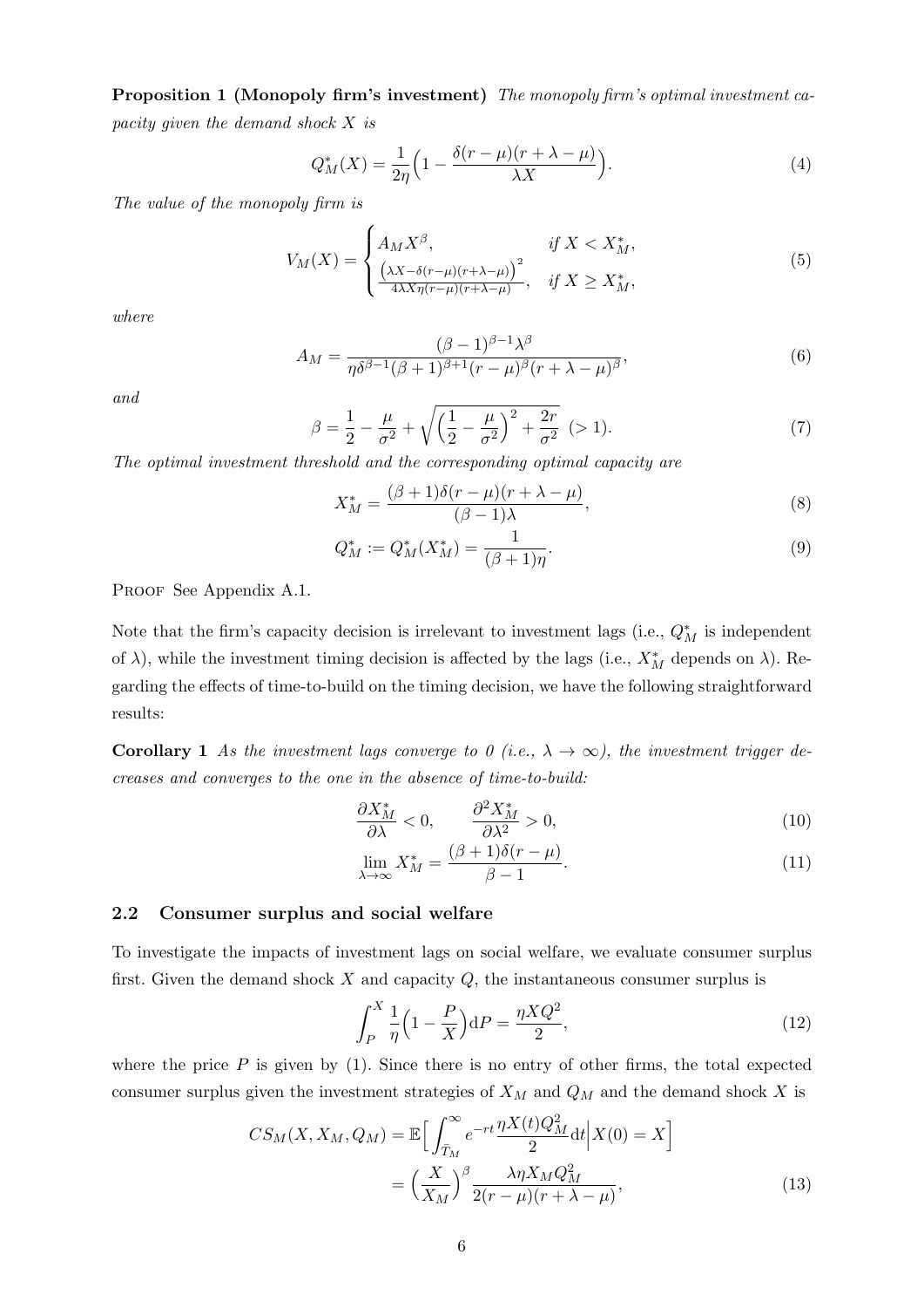**Proposition 1 (Monopoly firm's investment)** *The monopoly firm's optimal investment capacity given the demand shock $X$ is*

$$Q_M^*(X) = \frac{1}{2\eta}\Big(1 - \frac{\delta(r-\mu)(r+\lambda-\mu)}{\lambda X}\Big). \tag{4}$$

*The value of the monopoly firm is*

$$V_M(X) = \begin{cases} A_M X^\beta, & \text{if } X < X_M^*, \\ \frac{\left(\lambda X - \delta(r-\mu)(r+\lambda-\mu)\right)^2}{4\lambda X \eta (r-\mu)(r+\lambda-\mu)}, & \text{if } X \geq X_M^*, \end{cases} \tag{5}$$

*where*

$$A_M = \frac{(\beta-1)^{\beta-1}\lambda^\beta}{\eta \delta^{\beta-1}(\beta+1)^{\beta+1}(r-\mu)^\beta (r+\lambda-\mu)^\beta}, \tag{6}$$

*and*

$$\beta = \frac{1}{2} - \frac{\mu}{\sigma^2} + \sqrt{\Big(\frac{1}{2} - \frac{\mu}{\sigma^2}\Big)^2 + \frac{2r}{\sigma^2}} \ \ (>1). \tag{7}$$

*The optimal investment threshold and the corresponding optimal capacity are*

$$X_M^* = \frac{(\beta+1)\delta(r-\mu)(r+\lambda-\mu)}{(\beta-1)\lambda}, \tag{8}$$

$$Q_M^* := Q_M^*(X_M^*) = \frac{1}{(\beta+1)\eta}. \tag{9}$$

Proof See Appendix A.1.

Note that the firm's capacity decision is irrelevant to investment lags (i.e., $Q_M^*$ is independent of $\lambda$), while the investment timing decision is affected by the lags (i.e., $X_M^*$ depends on $\lambda$). Regarding the effects of time-to-build on the timing decision, we have the following straightforward results:

**Corollary 1** *As the investment lags converge to 0 (i.e., $\lambda \to \infty$), the investment trigger decreases and converges to the one in the absence of time-to-build:*

$$\frac{\partial X_M^*}{\partial \lambda} < 0, \qquad \frac{\partial^2 X_M^*}{\partial \lambda^2} > 0, \tag{10}$$

$$\lim_{\lambda \to \infty} X_M^* = \frac{(\beta+1)\delta(r-\mu)}{\beta-1}. \tag{11}$$

## 2.2 Consumer surplus and social welfare

To investigate the impacts of investment lags on social welfare, we evaluate consumer surplus first. Given the demand shock $X$ and capacity $Q$, the instantaneous consumer surplus is

$$\int_P^X \frac{1}{\eta}\Big(1 - \frac{P}{X}\Big)\mathrm{d}P = \frac{\eta X Q^2}{2}, \tag{12}$$

where the price $P$ is given by (1). Since there is no entry of other firms, the total expected consumer surplus given the investment strategies of $X_M$ and $Q_M$ and the demand shock $X$ is

$$\begin{aligned} CS_M(X, X_M, Q_M) &= \mathbb{E}\Big[\int_{\bar{T}_M}^\infty e^{-rt}\frac{\eta X(t) Q_M^2}{2}\mathrm{d}t \Big| X(0) = X\Big] \\ &= \Big(\frac{X}{X_M}\Big)^\beta \frac{\lambda \eta X_M Q_M^2}{2(r-\mu)(r+\lambda-\mu)}, \end{aligned} \tag{13}$$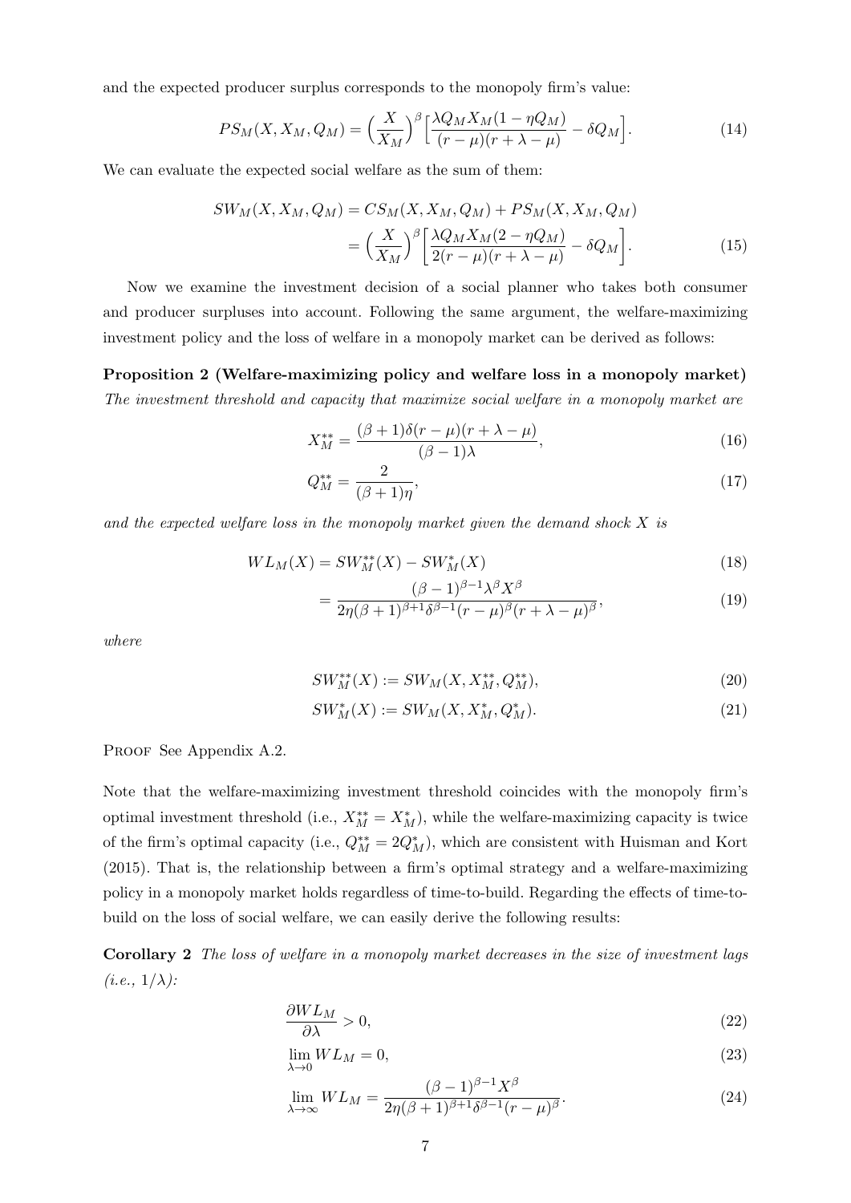and the expected producer surplus corresponds to the monopoly firm's value:

$$PS_M(X, X_M, Q_M) = \Big(\frac{X}{X_M}\Big)^{\beta}\Big[\frac{\lambda Q_M X_M(1-\eta Q_M)}{(r-\mu)(r+\lambda-\mu)} - \delta Q_M\Big]. \tag{14}$$

We can evaluate the expected social welfare as the sum of them:

$$\begin{aligned} SW_M(X, X_M, Q_M) &= CS_M(X, X_M, Q_M) + PS_M(X, X_M, Q_M) \\ &= \Big(\frac{X}{X_M}\Big)^{\beta}\Big[\frac{\lambda Q_M X_M(2-\eta Q_M)}{2(r-\mu)(r+\lambda-\mu)} - \delta Q_M\Big]. \end{aligned} \tag{15}$$

Now we examine the investment decision of a social planner who takes both consumer and producer surpluses into account. Following the same argument, the welfare-maximizing investment policy and the loss of welfare in a monopoly market can be derived as follows:

**Proposition 2 (Welfare-maximizing policy and welfare loss in a monopoly market)** *The investment threshold and capacity that maximize social welfare in a monopoly market are*

$$X_M^{**} = \frac{(\beta+1)\delta(r-\mu)(r+\lambda-\mu)}{(\beta-1)\lambda}, \tag{16}$$

$$Q_M^{**} = \frac{2}{(\beta+1)\eta}, \tag{17}$$

*and the expected welfare loss in the monopoly market given the demand shock $X$ is*

$$WL_M(X) = SW_M^{**}(X) - SW_M^{*}(X) \tag{18}$$

$$= \frac{(\beta-1)^{\beta-1}\lambda^{\beta}X^{\beta}}{2\eta(\beta+1)^{\beta+1}\delta^{\beta-1}(r-\mu)^{\beta}(r+\lambda-\mu)^{\beta}}, \tag{19}$$

*where*

$$SW_M^{**}(X) := SW_M(X, X_M^{**}, Q_M^{**}), \tag{20}$$

$$SW_M^{*}(X) := SW_M(X, X_M^{*}, Q_M^{*}). \tag{21}$$

Proof See Appendix A.2.

Note that the welfare-maximizing investment threshold coincides with the monopoly firm's optimal investment threshold (i.e., $X_M^{**} = X_M^{*}$), while the welfare-maximizing capacity is twice of the firm's optimal capacity (i.e., $Q_M^{**} = 2Q_M^{*}$), which are consistent with Huisman and Kort (2015). That is, the relationship between a firm's optimal strategy and a welfare-maximizing policy in a monopoly market holds regardless of time-to-build. Regarding the effects of time-to-build on the loss of social welfare, we can easily derive the following results:

**Corollary 2** *The loss of welfare in a monopoly market decreases in the size of investment lags (i.e., $1/\lambda$):*

$$\frac{\partial WL_M}{\partial \lambda} > 0, \tag{22}$$

$$\lim_{\lambda\to 0} WL_M = 0, \tag{23}$$

$$\lim_{\lambda\to\infty} WL_M = \frac{(\beta-1)^{\beta-1}X^{\beta}}{2\eta(\beta+1)^{\beta+1}\delta^{\beta-1}(r-\mu)^{\beta}}. \tag{24}$$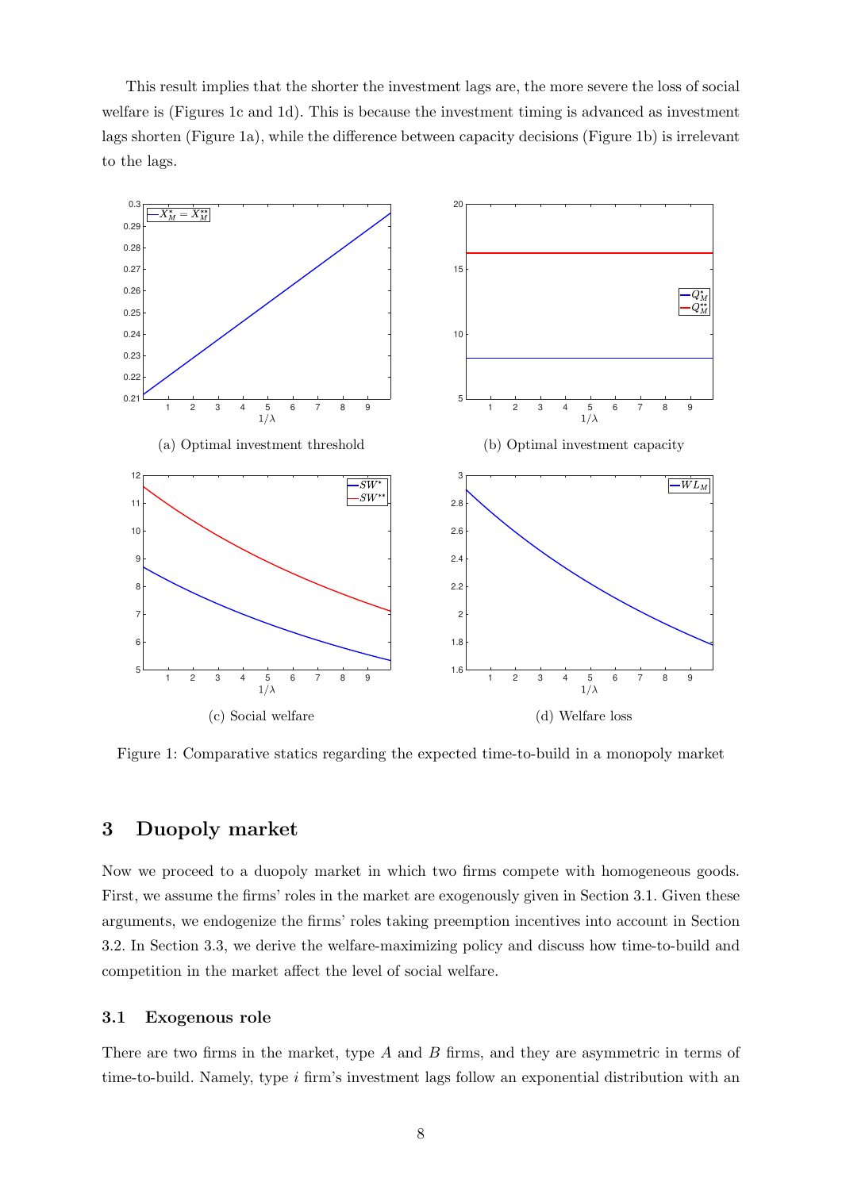This result implies that the shorter the investment lags are, the more severe the loss of social welfare is (Figures 1c and 1d). This is because the investment timing is advanced as investment lags shorten (Figure 1a), while the difference between capacity decisions (Figure 1b) is irrelevant to the lags.

(a) Optimal investment threshold

(b) Optimal investment capacity

(c) Social welfare

(d) Welfare loss

Figure 1: Comparative statics regarding the expected time-to-build in a monopoly market

## 3 Duopoly market

Now we proceed to a duopoly market in which two firms compete with homogeneous goods. First, we assume the firms' roles in the market are exogenously given in Section 3.1. Given these arguments, we endogenize the firms' roles taking preemption incentives into account in Section 3.2. In Section 3.3, we derive the welfare-maximizing policy and discuss how time-to-build and competition in the market affect the level of social welfare.

### 3.1 Exogenous role

There are two firms in the market, type $A$ and $B$ firms, and they are asymmetric in terms of time-to-build. Namely, type $i$ firm's investment lags follow an exponential distribution with an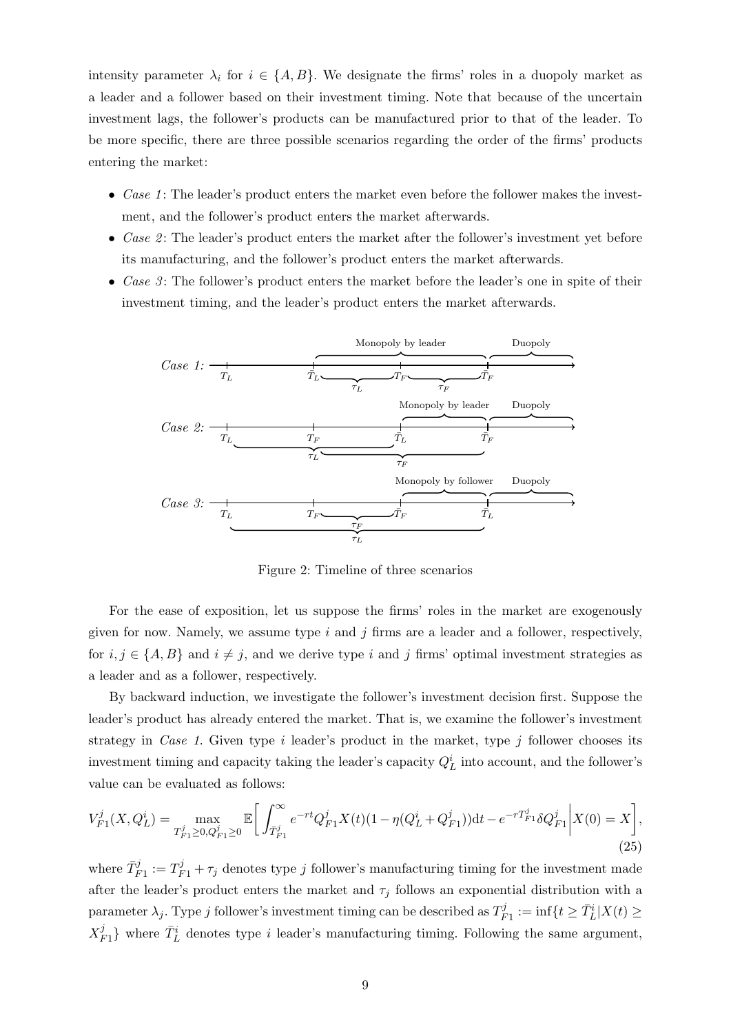intensity parameter $\lambda_i$ for $i \in \{A, B\}$. We designate the firms' roles in a duopoly market as a leader and a follower based on their investment timing. Note that because of the uncertain investment lags, the follower's products can be manufactured prior to that of the leader. To be more specific, there are three possible scenarios regarding the order of the firms' products entering the market:

- *Case 1*: The leader's product enters the market even before the follower makes the investment, and the follower's product enters the market afterwards.
- *Case 2*: The leader's product enters the market after the follower's investment yet before its manufacturing, and the follower's product enters the market afterwards.
- *Case 3*: The follower's product enters the market before the leader's one in spite of their investment timing, and the leader's product enters the market afterwards.

Figure 2: Timeline of three scenarios

For the ease of exposition, let us suppose the firms' roles in the market are exogenously given for now. Namely, we assume type $i$ and $j$ firms are a leader and a follower, respectively, for $i, j \in \{A, B\}$ and $i \neq j$, and we derive type $i$ and $j$ firms' optimal investment strategies as a leader and as a follower, respectively.

By backward induction, we investigate the follower's investment decision first. Suppose the leader's product has already entered the market. That is, we examine the follower's investment strategy in *Case 1*. Given type $i$ leader's product in the market, type $j$ follower chooses its investment timing and capacity taking the leader's capacity $Q_L^i$ into account, and the follower's value can be evaluated as follows:

$$V_{F1}^j(X, Q_L^i) = \max_{T_{F1}^j \geq 0, Q_{F1}^j \geq 0} \mathbb{E}\bigg[\int_{\bar{T}_{F1}^j}^{\infty} e^{-rt} Q_{F1}^j X(t)(1 - \eta(Q_L^i + Q_{F1}^j))\mathrm{d}t - e^{-rT_{F1}^j} \delta Q_{F1}^j \bigg| X(0) = X\bigg], \tag{25}$$

where $\bar{T}_{F1}^j := T_{F1}^j + \tau_j$ denotes type $j$ follower's manufacturing timing for the investment made after the leader's product enters the market and $\tau_j$ follows an exponential distribution with a parameter $\lambda_j$. Type $j$ follower's investment timing can be described as $T_{F1}^j := \inf\{t \geq \bar{T}_L^i | X(t) \geq X_{F1}^j\}$ where $\bar{T}_L^i$ denotes type $i$ leader's manufacturing timing. Following the same argument,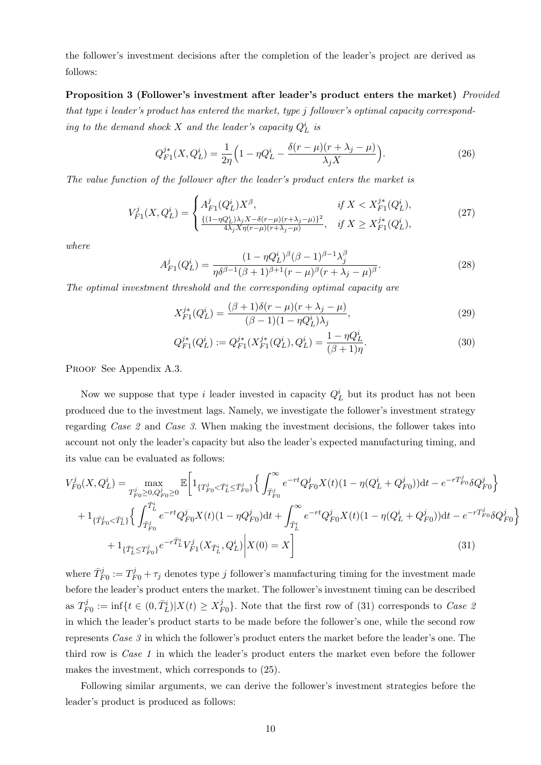the follower's investment decisions after the completion of the leader's project are derived as follows:

**Proposition 3 (Follower's investment after leader's product enters the market)** *Provided that type $i$ leader's product has entered the market, type $j$ follower's optimal capacity corresponding to the demand shock $X$ and the leader's capacity $Q_L^i$ is*

$$Q_{F1}^{j*}(X, Q_L^i) = \frac{1}{2\eta}\Big(1 - \eta Q_L^i - \frac{\delta(r-\mu)(r+\lambda_j-\mu)}{\lambda_j X}\Big). \tag{26}$$

*The value function of the follower after the leader's product enters the market is*

$$V_{F1}^j(X, Q_L^i) = \begin{cases} A_{F1}^j(Q_L^i)X^\beta, & \text{if } X < X_{F1}^{j*}(Q_L^i), \\ \frac{\{(1-\eta Q_L^i)\lambda_j X - \delta(r-\mu)(r+\lambda_j-\mu)\}^2}{4\lambda_j X \eta (r-\mu)(r+\lambda_j-\mu)}, & \text{if } X \geq X_{F1}^{j*}(Q_L^i), \end{cases} \tag{27}$$

*where*

$$A_{F1}^j(Q_L^i) = \frac{(1-\eta Q_L^i)^\beta (\beta-1)^{\beta-1}\lambda_j^\beta}{\eta \delta^{\beta-1}(\beta+1)^{\beta+1}(r-\mu)^\beta (r+\lambda_j-\mu)^\beta}. \tag{28}$$

*The optimal investment threshold and the corresponding optimal capacity are*

$$X_{F1}^{j*}(Q_L^i) = \frac{(\beta+1)\delta(r-\mu)(r+\lambda_j-\mu)}{(\beta-1)(1-\eta Q_L^i)\lambda_j}, \tag{29}$$

$$Q_{F1}^{j*}(Q_L^i) := Q_{F1}^{j*}(X_{F1}^{j*}(Q_L^i), Q_L^i) = \frac{1-\eta Q_L^i}{(\beta+1)\eta}. \tag{30}$$

Proof See Appendix A.3.

Now we suppose that type $i$ leader invested in capacity $Q_L^i$ but its product has not been produced due to the investment lags. Namely, we investigate the follower's investment strategy regarding *Case 2* and *Case 3*. When making the investment decisions, the follower takes into account not only the leader's capacity but also the leader's expected manufacturing timing, and its value can be evaluated as follows:

$$\begin{aligned} V_{F0}^j(X, Q_L^i) = \max_{T_{F0}^j \geq 0, Q_{F0}^j \geq 0} \mathbb{E}\Bigg[ & 1_{\{T_{F0}^j < \bar{T}_L^i \leq \bar{T}_{F0}^j\}} \Big\{ \int_{\bar{T}_{F0}^j}^\infty e^{-rt} Q_{F0}^j X(t)(1-\eta(Q_L^i + Q_{F0}^j))\mathrm{d}t - e^{-rT_{F0}^j}\delta Q_{F0}^j \Big\} \\ & + 1_{\{\bar{T}_{F0}^j < \bar{T}_L^i\}} \Big\{ \int_{\bar{T}_{F0}^j}^{\bar{T}_L^i} e^{-rt} Q_{F0}^j X(t)(1-\eta Q_{F0}^j)\mathrm{d}t + \int_{\bar{T}_L^i}^\infty e^{-rt} Q_{F0}^j X(t)(1-\eta(Q_L^i + Q_{F0}^j))\mathrm{d}t - e^{-rT_{F0}^j}\delta Q_{F0}^j \Big\} \\ & + 1_{\{\bar{T}_L^i \leq T_{F0}^j\}} e^{-r\bar{T}_L^i} V_{F1}^j(X_{\bar{T}_L^i}, Q_L^i) \Bigg| X(0) = X \Bigg] \end{aligned} \tag{31}$$

where $\bar{T}_{F0}^j := T_{F0}^j + \tau_j$ denotes type $j$ follower's manufacturing timing for the investment made before the leader's product enters the market. The follower's investment timing can be described as $T_{F0}^j := \inf\{t \in (0, \bar{T}_L^i) | X(t) \geq X_{F0}^j\}$. Note that the first row of (31) corresponds to *Case 2* in which the leader's product starts to be made before the follower's one, while the second row represents *Case 3* in which the follower's product enters the market before the leader's one. The third row is *Case 1* in which the leader's product enters the market even before the follower makes the investment, which corresponds to (25).

Following similar arguments, we can derive the follower's investment strategies before the leader's product is produced as follows: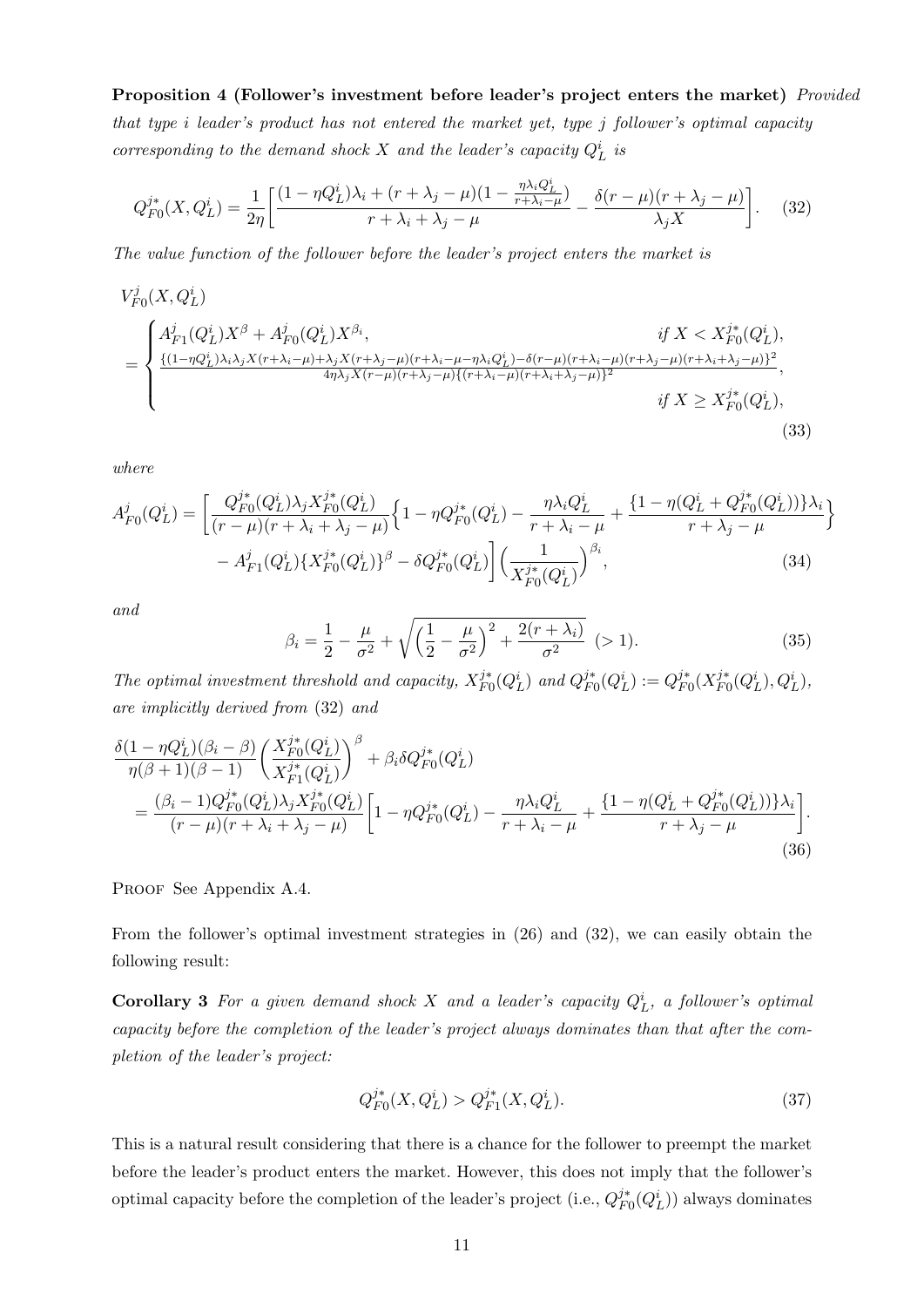**Proposition 4 (Follower's investment before leader's project enters the market)** *Provided that type $i$ leader's product has not entered the market yet, type $j$ follower's optimal capacity corresponding to the demand shock $X$ and the leader's capacity $Q_L^i$ is*

$$Q_{F0}^{j*}(X, Q_L^i) = \frac{1}{2\eta}\bigg[\frac{(1-\eta Q_L^i)\lambda_i + (r+\lambda_j-\mu)(1-\frac{\eta\lambda_i Q_L^i}{r+\lambda_i-\mu})}{r+\lambda_i+\lambda_j-\mu} - \frac{\delta(r-\mu)(r+\lambda_j-\mu)}{\lambda_j X}\bigg]. \tag{32}$$

*The value function of the follower before the leader's project enters the market is*

$$V_{F0}^j(X, Q_L^i) = \begin{cases} A_{F1}^j(Q_L^i)X^\beta + A_{F0}^j(Q_L^i)X^{\beta_i}, & \text{if } X < X_{F0}^{j*}(Q_L^i), \\ \frac{\{(1-\eta Q_L^i)\lambda_i\lambda_j X(r+\lambda_i-\mu)+\lambda_j X(r+\lambda_j-\mu)(r+\lambda_i-\mu-\eta\lambda_i Q_L^i)-\delta(r-\mu)(r+\lambda_i-\mu)(r+\lambda_j-\mu)(r+\lambda_i+\lambda_j-\mu)\}^2}{4\eta\lambda_j X(r-\mu)(r+\lambda_j-\mu)\{(r+\lambda_i-\mu)(r+\lambda_i+\lambda_j-\mu)\}^2}, & \\ & \text{if } X \geq X_{F0}^{j*}(Q_L^i), \end{cases} \tag{33}$$

*where*

$$A_{F0}^j(Q_L^i) = \bigg[\frac{Q_{F0}^{j*}(Q_L^i)\lambda_j X_{F0}^{j*}(Q_L^i)}{(r-\mu)(r+\lambda_i+\lambda_j-\mu)}\Big\{1-\eta Q_{F0}^{j*}(Q_L^i) - \frac{\eta\lambda_i Q_L^i}{r+\lambda_i-\mu} + \frac{\{1-\eta(Q_L^i+Q_{F0}^{j*}(Q_L^i))\}\lambda_i}{r+\lambda_j-\mu}\Big\}$$
$$- A_{F1}^j(Q_L^i)\{X_{F0}^{j*}(Q_L^i)\}^\beta - \delta Q_{F0}^{j*}(Q_L^i)\bigg]\Big(\frac{1}{X_{F0}^{j*}(Q_L^i)}\Big)^{\beta_i}, \tag{34}$$

*and*

$$\beta_i = \frac{1}{2} - \frac{\mu}{\sigma^2} + \sqrt{\Big(\frac{1}{2}-\frac{\mu}{\sigma^2}\Big)^2 + \frac{2(r+\lambda_i)}{\sigma^2}} \ \ (>1). \tag{35}$$

*The optimal investment threshold and capacity, $X_{F0}^{j*}(Q_L^i)$ and $Q_{F0}^{j*}(Q_L^i) := Q_{F0}^{j*}(X_{F0}^{j*}(Q_L^i), Q_L^i)$, are implicitly derived from* (32) *and*

$$\frac{\delta(1-\eta Q_L^i)(\beta_i-\beta)}{\eta(\beta+1)(\beta-1)}\bigg(\frac{X_{F0}^{j*}(Q_L^i)}{X_{F1}^{j*}(Q_L^i)}\bigg)^\beta + \beta_i\delta Q_{F0}^{j*}(Q_L^i)$$
$$= \frac{(\beta_i-1)Q_{F0}^{j*}(Q_L^i)\lambda_j X_{F0}^{j*}(Q_L^i)}{(r-\mu)(r+\lambda_i+\lambda_j-\mu)}\bigg[1-\eta Q_{F0}^{j*}(Q_L^i) - \frac{\eta\lambda_i Q_L^i}{r+\lambda_i-\mu} + \frac{\{1-\eta(Q_L^i+Q_{F0}^{j*}(Q_L^i))\}\lambda_i}{r+\lambda_j-\mu}\bigg]. \tag{36}$$

Proof See Appendix A.4.

From the follower's optimal investment strategies in (26) and (32), we can easily obtain the following result:

**Corollary 3** *For a given demand shock $X$ and a leader's capacity $Q_L^i$, a follower's optimal capacity before the completion of the leader's project always dominates than that after the completion of the leader's project:*

$$Q_{F0}^{j*}(X, Q_L^i) > Q_{F1}^{j*}(X, Q_L^i). \tag{37}$$

This is a natural result considering that there is a chance for the follower to preempt the market before the leader's product enters the market. However, this does not imply that the follower's optimal capacity before the completion of the leader's project (i.e., $Q_{F0}^{j*}(Q_L^i)$) always dominates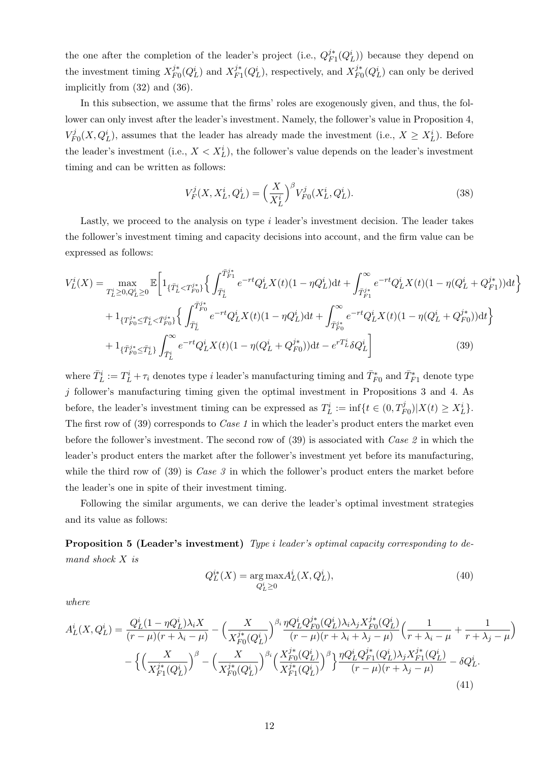the one after the completion of the leader's project (i.e., $Q_{F1}^{j*}(Q_L^i)$) because they depend on the investment timing $X_{F0}^{j*}(Q_L^i)$ and $X_{F1}^{j*}(Q_L^i)$, respectively, and $X_{F0}^{j*}(Q_L^i)$ can only be derived implicitly from (32) and (36).

In this subsection, we assume that the firms' roles are exogenously given, and thus, the follower can only invest after the leader's investment. Namely, the follower's value in Proposition 4, $V_{F0}^j(X, Q_L^i)$, assumes that the leader has already made the investment (i.e., $X \geq X_L^i$). Before the leader's investment (i.e., $X < X_L^i$), the follower's value depends on the leader's investment timing and can be written as follows:

$$V_F^j(X, X_L^i, Q_L^i) = \Big(\frac{X}{X_L^i}\Big)^{\beta} V_{F0}^j(X_L^i, Q_L^i). \tag{38}$$

Lastly, we proceed to the analysis on type $i$ leader's investment decision. The leader takes the follower's investment timing and capacity decisions into account, and the firm value can be expressed as follows:

$$\begin{aligned}
V_L^i(X) = \max_{T_L^i \geq 0, Q_L^i \geq 0} \mathbb{E}\Bigg[ & 1_{\{\bar{T}_L^i < T_{F0}^{j*}\}} \Big\{ \int_{\bar{T}_L^i}^{\bar{T}_{F1}^{j*}} e^{-rt} Q_L^i X(t)(1-\eta Q_L^i)\mathrm{d}t + \int_{\bar{T}_{F1}^{j*}}^{\infty} e^{-rt} Q_L^i X(t)(1-\eta(Q_L^i + Q_{F1}^{j*}))\mathrm{d}t \Big\} \\
& + 1_{\{T_{F0}^{j*} \leq \bar{T}_L^i < \bar{T}_{F0}^{j*}\}} \Big\{ \int_{\bar{T}_L^i}^{\bar{T}_{F0}^{j*}} e^{-rt} Q_L^i X(t)(1-\eta Q_L^i)\mathrm{d}t + \int_{\bar{T}_{F0}^{j*}}^{\infty} e^{-rt} Q_L^i X(t)(1-\eta(Q_L^i + Q_{F0}^{j*}))\mathrm{d}t \Big\} \\
& + 1_{\{\bar{T}_{F0}^{j*} \leq \bar{T}_L^i\}} \int_{\bar{T}_L^i}^{\infty} e^{-rt} Q_L^i X(t)(1-\eta(Q_L^i + Q_{F0}^{j*}))\mathrm{d}t - e^{rT_L^i}\delta Q_L^i \Bigg]
\end{aligned} \tag{39}$$

where $\bar{T}_L^i := T_L^i + \tau_i$ denotes type $i$ leader's manufacturing timing and $\bar{T}_{F0}^*$ and $\bar{T}_{F1}^*$ denote type $j$ follower's manufacturing timing given the optimal investment in Propositions 3 and 4. As before, the leader's investment timing can be expressed as $T_L^i := \inf\{t \in (0, T_{F0}^j) | X(t) \geq X_L^i\}$. The first row of (39) corresponds to *Case 1* in which the leader's product enters the market even before the follower's investment. The second row of (39) is associated with *Case 2* in which the leader's product enters the market after the follower's investment yet before its manufacturing, while the third row of (39) is *Case 3* in which the follower's product enters the market before the leader's one in spite of their investment timing.

Following the similar arguments, we can derive the leader's optimal investment strategies and its value as follows:

**Proposition 5 (Leader's investment)** *Type $i$ leader's optimal capacity corresponding to demand shock $X$ is*

$$Q_L^{i*}(X) = \underset{Q_L^i \geq 0}{\arg\max} A_L^i(X, Q_L^i), \tag{40}$$

*where*

$$\begin{aligned}
A_L^i(X, Q_L^i) = & \frac{Q_L^i(1-\eta Q_L^i)\lambda_i X}{(r-\mu)(r+\lambda_i-\mu)} - \Big(\frac{X}{X_{F0}^{j*}(Q_L^i)}\Big)^{\beta_i} \frac{\eta Q_L^i Q_{F0}^{j*}(Q_L^i)\lambda_i\lambda_j X_{F0}^{j*}(Q_L^i)}{(r-\mu)(r+\lambda_i+\lambda_j-\mu)} \Big(\frac{1}{r+\lambda_i-\mu} + \frac{1}{r+\lambda_j-\mu}\Big) \\
& - \Big\{ \Big(\frac{X}{X_{F1}^{j*}(Q_L^i)}\Big)^{\beta} - \Big(\frac{X}{X_{F0}^{j*}(Q_L^i)}\Big)^{\beta_i} \Big(\frac{X_{F0}^{j*}(Q_L^i)}{X_{F1}^{j*}(Q_L^i)}\Big)^{\beta} \Big\} \frac{\eta Q_L^i Q_{F1}^{j*}(Q_L^i)\lambda_j X_{F1}^{j*}(Q_L^i)}{(r-\mu)(r+\lambda_j-\mu)} - \delta Q_L^i.
\end{aligned} \tag{41}$$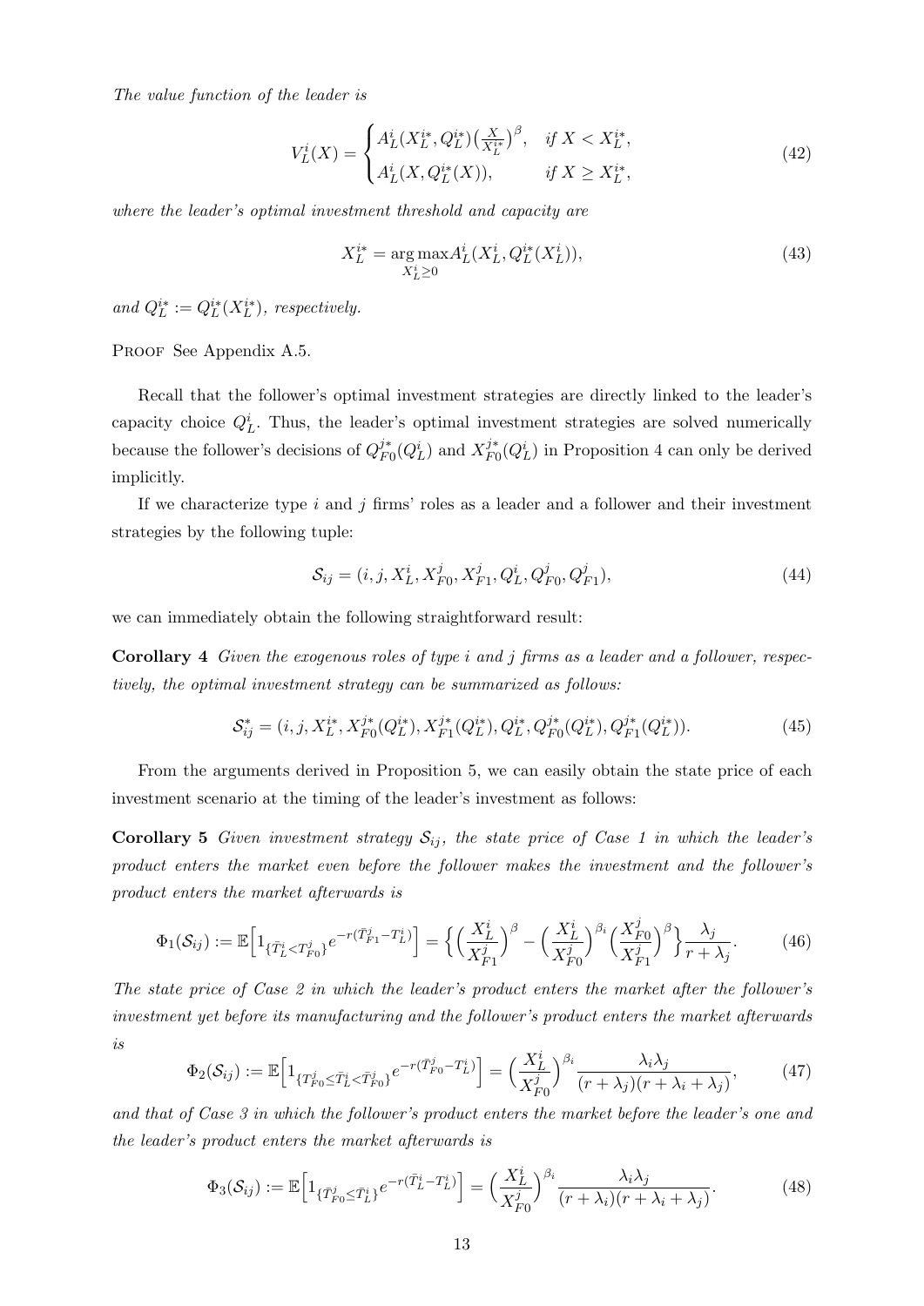*The value function of the leader is*

$$
V_L^i(X) = \begin{cases} A_L^i(X_L^{i*}, Q_L^{i*})\big(\frac{X}{X_L^{i*}}\big)^{\beta}, & \text{if } X < X_L^{i*}, \\ A_L^i(X, Q_L^{i*}(X)), & \text{if } X \geq X_L^{i*}, \end{cases} \tag{42}
$$

*where the leader's optimal investment threshold and capacity are*

$$
X_L^{i*} = \underset{X_L^i \geq 0}{\arg\max} A_L^i(X_L^i, Q_L^{i*}(X_L^i)), \tag{43}
$$

*and* $Q_L^{i*} := Q_L^{i*}(X_L^{i*})$*, respectively.*

Proof See Appendix A.5.

Recall that the follower's optimal investment strategies are directly linked to the leader's capacity choice $Q_L^i$. Thus, the leader's optimal investment strategies are solved numerically because the follower's decisions of $Q_{F0}^{j*}(Q_L^i)$ and $X_{F0}^{j*}(Q_L^i)$ in Proposition 4 can only be derived implicitly.

If we characterize type $i$ and $j$ firms' roles as a leader and a follower and their investment strategies by the following tuple:

$$
\mathcal{S}_{ij} = (i, j, X_L^i, X_{F0}^j, X_{F1}^j, Q_L^i, Q_{F0}^j, Q_{F1}^j), \tag{44}
$$

we can immediately obtain the following straightforward result:

**Corollary 4** *Given the exogenous roles of type $i$ and $j$ firms as a leader and a follower, respectively, the optimal investment strategy can be summarized as follows:*

$$
\mathcal{S}_{ij}^* = (i, j, X_L^{i*}, X_{F0}^{j*}(Q_L^{i*}), X_{F1}^{j*}(Q_L^{i*}), Q_L^{i*}, Q_{F0}^{j*}(Q_L^{i*}), Q_{F1}^{j*}(Q_L^{i*})). \tag{45}
$$

From the arguments derived in Proposition 5, we can easily obtain the state price of each investment scenario at the timing of the leader's investment as follows:

**Corollary 5** *Given investment strategy $\mathcal{S}_{ij}$, the state price of Case 1 in which the leader's product enters the market even before the follower makes the investment and the follower's product enters the market afterwards is*

$$
\Phi_1(\mathcal{S}_{ij}) := \mathbb{E}\Big[1_{\{\bar{T}_L^i < T_{F0}^j\}} e^{-r(\bar{T}_{F1}^j - T_L^i)}\Big] = \Big\{\Big(\frac{X_L^i}{X_{F1}^j}\Big)^{\beta} - \Big(\frac{X_L^i}{X_{F0}^j}\Big)^{\beta_i}\Big(\frac{X_{F0}^j}{X_{F1}^j}\Big)^{\beta}\Big\}\frac{\lambda_j}{r + \lambda_j}. \tag{46}
$$

*The state price of Case 2 in which the leader's product enters the market after the follower's investment yet before its manufacturing and the follower's product enters the market afterwards is*

$$
\Phi_2(\mathcal{S}_{ij}) := \mathbb{E}\Big[1_{\{T_{F0}^j \leq \bar{T}_L^i < \bar{T}_{F0}^j\}} e^{-r(\bar{T}_{F0}^j - T_L^i)}\Big] = \Big(\frac{X_L^i}{X_{F0}^j}\Big)^{\beta_i} \frac{\lambda_i \lambda_j}{(r + \lambda_j)(r + \lambda_i + \lambda_j)}, \tag{47}
$$

*and that of Case 3 in which the follower's product enters the market before the leader's one and the leader's product enters the market afterwards is*

$$
\Phi_3(\mathcal{S}_{ij}) := \mathbb{E}\Big[1_{\{\bar{T}_{F0}^j \leq \bar{T}_L^i\}} e^{-r(\bar{T}_L^i - T_L^i)}\Big] = \Big(\frac{X_L^i}{X_{F0}^j}\Big)^{\beta_i} \frac{\lambda_i \lambda_j}{(r + \lambda_i)(r + \lambda_i + \lambda_j)}. \tag{48}
$$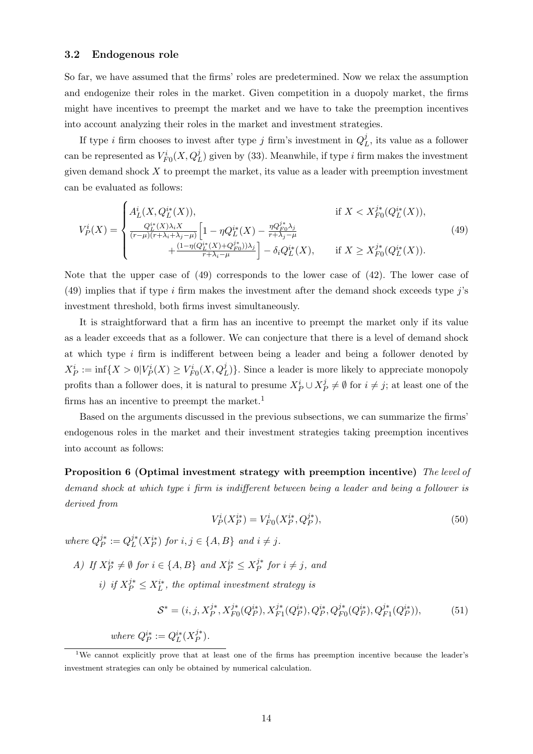### 3.2 Endogenous role

So far, we have assumed that the firms' roles are predetermined. Now we relax the assumption and endogenize their roles in the market. Given competition in a duopoly market, the firms might have incentives to preempt the market and we have to take the preemption incentives into account analyzing their roles in the market and investment strategies.

If type $i$ firm chooses to invest after type $j$ firm's investment in $Q_L^j$, its value as a follower can be represented as $V_{F0}^i(X, Q_L^j)$ given by (33). Meanwhile, if type $i$ firm makes the investment given demand shock $X$ to preempt the market, its value as a leader with preemption investment can be evaluated as follows:

$$
V_P^i(X) = \begin{cases} A_L^i(X, Q_L^{i*}(X)), & \text{if } X < X_{F0}^{j*}(Q_L^{i*}(X)), \\ \frac{Q_L^{i*}(X)\lambda_i X}{(r-\mu)(r+\lambda_i+\lambda_j-\mu)}\Big[1 - \eta Q_L^{i*}(X) - \frac{\eta Q_{F0}^{j*}\lambda_j}{r+\lambda_j-\mu} \\ \qquad + \frac{(1-\eta(Q_L^{i*}(X)+Q_{F0}^{j*}))\lambda_j}{r+\lambda_i-\mu}\Big] - \delta_i Q_L^{i*}(X), & \text{if } X \geq X_{F0}^{j*}(Q_L^{i*}(X)). \end{cases} \tag{49}
$$

Note that the upper case of (49) corresponds to the lower case of (42). The lower case of (49) implies that if type $i$ firm makes the investment after the demand shock exceeds type $j$'s investment threshold, both firms invest simultaneously.

It is straightforward that a firm has an incentive to preempt the market only if its value as a leader exceeds that as a follower. We can conjecture that there is a level of demand shock at which type $i$ firm is indifferent between being a leader and being a follower denoted by $X_P^i := \inf\{X > 0 | V_P^i(X) \geq V_{F0}^i(X, Q_L^j)\}$. Since a leader is more likely to appreciate monopoly profits than a follower does, it is natural to presume $X_P^i \cup X_P^j \neq \emptyset$ for $i \neq j$; at least one of the firms has an incentive to preempt the market.[1]

Based on the arguments discussed in the previous subsections, we can summarize the firms' endogenous roles in the market and their investment strategies taking preemption incentives into account as follows:

**Proposition 6 (Optimal investment strategy with preemption incentive)** *The level of demand shock at which type $i$ firm is indifferent between being a leader and being a follower is derived from*

$$
V_P^i(X_P^{i*}) = V_{F0}^i(X_P^{i*}, Q_P^{j*}), \tag{50}
$$

*where $Q_P^{j*} := Q_L^{j*}(X_P^{i*})$ for $i, j \in \{A, B\}$ and $i \neq j$.*

*A) If $X_P^{i*} \neq \emptyset$ for $i \in \{A, B\}$ and $X_P^{i*} \leq X_P^{j*}$ for $i \neq j$, and*

*i) if $X_P^{j*} \leq X_L^{i*}$, the optimal investment strategy is*

$$
\mathcal{S}^* = (i, j, X_P^{j*}, X_{F0}^{j*}(Q_P^{i*}), X_{F1}^{j*}(Q_P^{i*}), Q_P^{i*}, Q_{F0}^{j*}(Q_P^{i*}), Q_{F1}^{j*}(Q_P^{i*})), \tag{51}
$$

*where $Q_P^{i*} := Q_L^{i*}(X_P^{j*})$.*

[1] We cannot explicitly prove that at least one of the firms has preemption incentive because the leader's investment strategies can only be obtained by numerical calculation.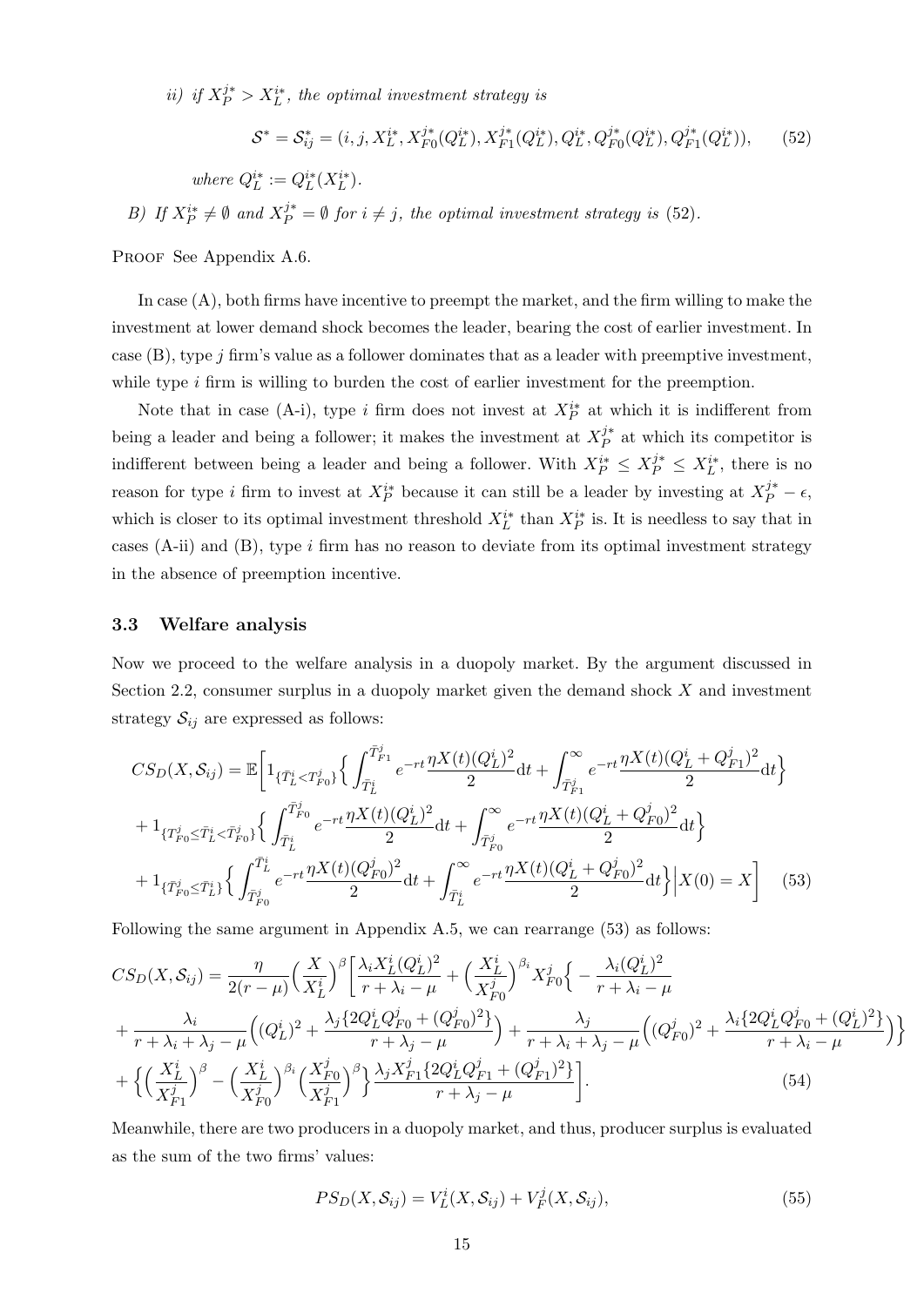*ii) if $X_P^{j*} > X_L^{i*}$, the optimal investment strategy is*

$$\mathcal{S}^* = \mathcal{S}_{ij}^* = (i, j, X_L^{i*}, X_{F0}^{j*}(Q_L^{i*}), X_{F1}^{j*}(Q_L^{i*}), Q_L^{i*}, Q_{F0}^{j*}(Q_L^{i*}), Q_{F1}^{j*}(Q_L^{i*})), \tag{52}$$

*where $Q_L^{i*} := Q_L^{i*}(X_L^{i*})$.*

*B) If $X_P^{i*} \neq \emptyset$ and $X_P^{j*} = \emptyset$ for $i \neq j$, the optimal investment strategy is (52).*

Proof See Appendix A.6.

In case (A), both firms have incentive to preempt the market, and the firm willing to make the investment at lower demand shock becomes the leader, bearing the cost of earlier investment. In case (B), type $j$ firm's value as a follower dominates that as a leader with preemptive investment, while type $i$ firm is willing to burden the cost of earlier investment for the preemption.

Note that in case (A-i), type $i$ firm does not invest at $X_P^{i*}$ at which it is indifferent from being a leader and being a follower; it makes the investment at $X_P^{j*}$ at which its competitor is indifferent between being a leader and being a follower. With $X_P^{i*} \leq X_P^{j*} \leq X_L^{i*}$, there is no reason for type $i$ firm to invest at $X_P^{i*}$ because it can still be a leader by investing at $X_P^{j*} - \epsilon$, which is closer to its optimal investment threshold $X_L^{i*}$ than $X_P^{i*}$ is. It is needless to say that in cases (A-ii) and (B), type $i$ firm has no reason to deviate from its optimal investment strategy in the absence of preemption incentive.

### 3.3 Welfare analysis

Now we proceed to the welfare analysis in a duopoly market. By the argument discussed in Section 2.2, consumer surplus in a duopoly market given the demand shock $X$ and investment strategy $\mathcal{S}_{ij}$ are expressed as follows:

$$\begin{aligned}
CS_D(X, \mathcal{S}_{ij}) = \mathbb{E}\bigg[ & 1_{\{\bar{T}_L^i < T_{F0}^j\}} \Big\{ \int_{\bar{T}_L^i}^{\bar{T}_{F1}^j} e^{-rt} \frac{\eta X(t)(Q_L^i)^2}{2} \mathrm{d}t + \int_{\bar{T}_{F1}^j}^{\infty} e^{-rt} \frac{\eta X(t)(Q_L^i + Q_{F1}^j)^2}{2} \mathrm{d}t \Big\} \\
&+ 1_{\{T_{F0}^j \leq \bar{T}_L^i < \bar{T}_{F0}^j\}} \Big\{ \int_{\bar{T}_L^i}^{\bar{T}_{F0}^j} e^{-rt} \frac{\eta X(t)(Q_L^i)^2}{2} \mathrm{d}t + \int_{\bar{T}_{F0}^j}^{\infty} e^{-rt} \frac{\eta X(t)(Q_L^i + Q_{F0}^j)^2}{2} \mathrm{d}t \Big\} \\
&+ 1_{\{\bar{T}_{F0}^j \leq \bar{T}_L^i\}} \Big\{ \int_{\bar{T}_{F0}^j}^{\bar{T}_L^i} e^{-rt} \frac{\eta X(t)(Q_{F0}^j)^2}{2} \mathrm{d}t + \int_{\bar{T}_L^i}^{\infty} e^{-rt} \frac{\eta X(t)(Q_L^i + Q_{F0}^j)^2}{2} \mathrm{d}t \Big\} \Big| X(0) = X \bigg]
\end{aligned} \tag{53}$$

Following the same argument in Appendix A.5, we can rearrange (53) as follows:

$$\begin{aligned}
CS_D(X, \mathcal{S}_{ij}) = & \frac{\eta}{2(r-\mu)} \Big( \frac{X}{X_L^i} \Big)^{\beta} \bigg[ \frac{\lambda_i X_L^i (Q_L^i)^2}{r + \lambda_i - \mu} + \Big( \frac{X_L^i}{X_{F0}^j} \Big)^{\beta_i} X_{F0}^j \Big\{ -\frac{\lambda_i (Q_L^i)^2}{r + \lambda_i - \mu} \\
&+ \frac{\lambda_i}{r + \lambda_i + \lambda_j - \mu} \Big( (Q_L^i)^2 + \frac{\lambda_j \{2Q_L^i Q_{F0}^j + (Q_{F0}^j)^2\}}{r + \lambda_j - \mu} \Big) + \frac{\lambda_j}{r + \lambda_i + \lambda_j - \mu} \Big( (Q_{F0}^j)^2 + \frac{\lambda_i \{2Q_L^i Q_{F0}^j + (Q_L^i)^2\}}{r + \lambda_i - \mu} \Big) \Big\} \\
&+ \Big\{ \Big( \frac{X_L^i}{X_{F1}^j} \Big)^{\beta} - \Big( \frac{X_L^i}{X_{F0}^j} \Big)^{\beta_i} \Big( \frac{X_{F0}^j}{X_{F1}^j} \Big)^{\beta} \Big\} \frac{\lambda_j X_{F1}^j \{2Q_L^i Q_{F1}^j + (Q_{F1}^j)^2\}}{r + \lambda_j - \mu} \bigg].
\end{aligned} \tag{54}$$

Meanwhile, there are two producers in a duopoly market, and thus, producer surplus is evaluated as the sum of the two firms' values:

$$PS_D(X, \mathcal{S}_{ij}) = V_L^i(X, \mathcal{S}_{ij}) + V_F^j(X, \mathcal{S}_{ij}), \tag{55}$$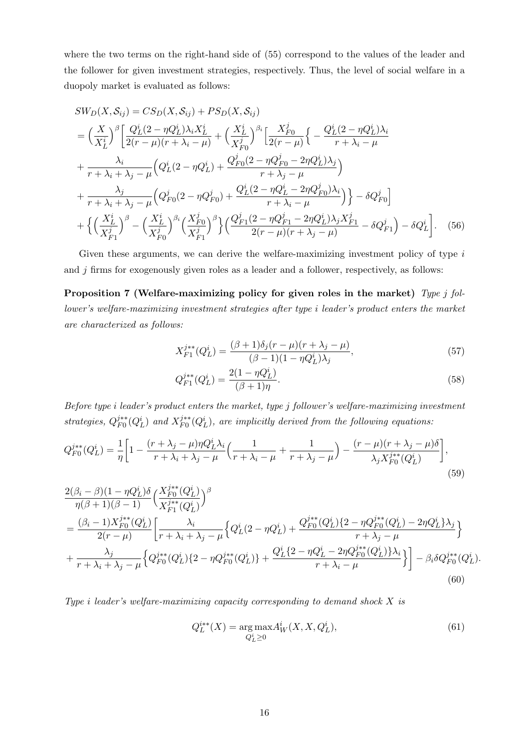where the two terms on the right-hand side of (55) correspond to the values of the leader and the follower for given investment strategies, respectively. Thus, the level of social welfare in a duopoly market is evaluated as follows:

$$
\begin{aligned}
SW_D(X, \mathcal{S}_{ij}) &= CS_D(X, \mathcal{S}_{ij}) + PS_D(X, \mathcal{S}_{ij}) \\
&= \Big(\frac{X}{X_L^i}\Big)^{\beta}\bigg[\frac{Q_L^i(2-\eta Q_L^i)\lambda_i X_L^i}{2(r-\mu)(r+\lambda_i-\mu)} + \Big(\frac{X_L^i}{X_{F0}^j}\Big)^{\beta_i}\Big[\frac{X_{F0}^j}{2(r-\mu)}\Big\{-\frac{Q_L^i(2-\eta Q_L^i)\lambda_i}{r+\lambda_i-\mu} \\
&+ \frac{\lambda_i}{r+\lambda_i+\lambda_j-\mu}\Big(Q_L^i(2-\eta Q_L^i) + \frac{Q_{F0}^j(2-\eta Q_{F0}^j - 2\eta Q_L^i)\lambda_j}{r+\lambda_j-\mu}\Big) \\
&+ \frac{\lambda_j}{r+\lambda_i+\lambda_j-\mu}\Big(Q_{F0}^j(2-\eta Q_{F0}^j) + \frac{Q_L^i(2-\eta Q_L^i - 2\eta Q_{F0}^j)\lambda_i}{r+\lambda_i-\mu}\Big)\Big\} - \delta Q_{F0}^j\Big] \\
&+ \Big\{\Big(\frac{X_L^i}{X_{F1}^j}\Big)^{\beta} - \Big(\frac{X_L^i}{X_{F0}^j}\Big)^{\beta_i}\Big(\frac{X_{F0}^j}{X_{F1}^j}\Big)^{\beta}\Big\}\Big(\frac{Q_{F1}^j(2-\eta Q_{F1}^j - 2\eta Q_L^i)\lambda_j X_{F1}^j}{2(r-\mu)(r+\lambda_j-\mu)} - \delta Q_{F1}^j\Big) - \delta Q_L^i\bigg]. \quad (56)
\end{aligned}
$$

Given these arguments, we can derive the welfare-maximizing investment policy of type $i$ and $j$ firms for exogenously given roles as a leader and a follower, respectively, as follows:

**Proposition 7 (Welfare-maximizing policy for given roles in the market)** *Type $j$ follower's welfare-maximizing investment strategies after type $i$ leader's product enters the market are characterized as follows:*

$$X_{F1}^{j**}(Q_L^i) = \frac{(\beta+1)\delta_j(r-\mu)(r+\lambda_j-\mu)}{(\beta-1)(1-\eta Q_L^i)\lambda_j}, \quad (57)$$

$$Q_{F1}^{j**}(Q_L^i) = \frac{2(1-\eta Q_L^i)}{(\beta+1)\eta}. \quad (58)$$

*Before type $i$ leader's product enters the market, type $j$ follower's welfare-maximizing investment strategies, $Q_{F0}^{j**}(Q_L^i)$ and $X_{F0}^{j**}(Q_L^i)$, are implicitly derived from the following equations:*

$$Q_{F0}^{j**}(Q_L^i) = \frac{1}{\eta}\bigg[1 - \frac{(r+\lambda_j-\mu)\eta Q_L^i\lambda_i}{r+\lambda_i+\lambda_j-\mu}\Big(\frac{1}{r+\lambda_i-\mu} + \frac{1}{r+\lambda_j-\mu}\Big) - \frac{(r-\mu)(r+\lambda_j-\mu)\delta}{\lambda_j X_{F0}^{j**}(Q_L^i)}\bigg], \quad (59)$$

$$
\begin{aligned}
&\frac{2(\beta_i-\beta)(1-\eta Q_L^i)\delta}{\eta(\beta+1)(\beta-1)}\Big(\frac{X_{F0}^{j**}(Q_L^i)}{X_{F1}^{j**}(Q_L^i)}\Big)^{\beta} \\
&= \frac{(\beta_i-1)X_{F0}^{j**}(Q_L^i)}{2(r-\mu)}\bigg[\frac{\lambda_i}{r+\lambda_i+\lambda_j-\mu}\Big\{Q_L^i(2-\eta Q_L^i) + \frac{Q_{F0}^{j**}(Q_L^i)\{2-\eta Q_{F0}^{j**}(Q_L^i) - 2\eta Q_L^i\}\lambda_j}{r+\lambda_j-\mu}\Big\} \\
&+ \frac{\lambda_j}{r+\lambda_i+\lambda_j-\mu}\Big\{Q_{F0}^{j**}(Q_L^i)\{2-\eta Q_{F0}^{j**}(Q_L^i)\} + \frac{Q_L^i\{2-\eta Q_L^i - 2\eta Q_{F0}^{j**}(Q_L^i)\}\lambda_i}{r+\lambda_i-\mu}\Big\}\bigg] - \beta_i\delta Q_{F0}^{j**}(Q_L^i).
\end{aligned} \quad (60)
$$

*Type $i$ leader's welfare-maximizing capacity corresponding to demand shock $X$ is*

$$Q_L^{i**}(X) = \underset{Q_L^i \geq 0}{\arg\max} A_W^i(X, X, Q_L^i), \quad (61)$$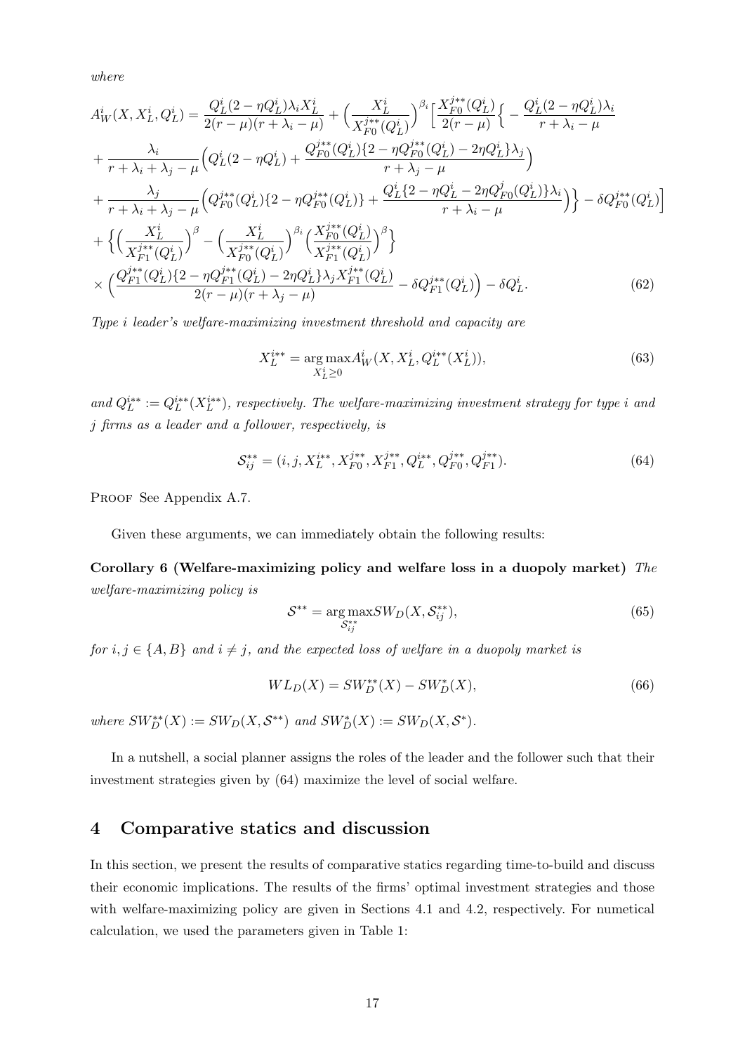*where*

$$
\begin{aligned}
A_W^i(X, X_L^i, Q_L^i) &= \frac{Q_L^i(2-\eta Q_L^i)\lambda_i X_L^i}{2(r-\mu)(r+\lambda_i-\mu)} + \Big(\frac{X_L^i}{X_{F0}^{j**}(Q_L^i)}\Big)^{\beta_i}\Big[\frac{X_{F0}^{j**}(Q_L^i)}{2(r-\mu)}\Big\{-\frac{Q_L^i(2-\eta Q_L^i)\lambda_i}{r+\lambda_i-\mu} \\
&+ \frac{\lambda_i}{r+\lambda_i+\lambda_j-\mu}\Big(Q_L^i(2-\eta Q_L^i) + \frac{Q_{F0}^{j**}(Q_L^i)\{2-\eta Q_{F0}^{j**}(Q_L^i) - 2\eta Q_L^i\}\lambda_j}{r+\lambda_j-\mu}\Big) \\
&+ \frac{\lambda_j}{r+\lambda_i+\lambda_j-\mu}\Big(Q_{F0}^{j**}(Q_L^i)\{2-\eta Q_{F0}^{j**}(Q_L^i)\} + \frac{Q_L^i\{2-\eta Q_L^i - 2\eta Q_{F0}^j(Q_L^i)\}\lambda_i}{r+\lambda_i-\mu}\Big)\Big\} - \delta Q_{F0}^{j**}(Q_L^i)\Big] \\
&+ \Big\{\Big(\frac{X_L^i}{X_{F1}^{j**}(Q_L^i)}\Big)^{\beta} - \Big(\frac{X_L^i}{X_{F0}^{j**}(Q_L^i)}\Big)^{\beta_i}\Big(\frac{X_{F0}^{j**}(Q_L^i)}{X_{F1}^{j**}(Q_L^i)}\Big)^{\beta}\Big\} \\
&\times \Big(\frac{Q_{F1}^{j**}(Q_L^i)\{2-\eta Q_{F1}^{j**}(Q_L^i) - 2\eta Q_L^i\}\lambda_j X_{F1}^{j**}(Q_L^i)}{2(r-\mu)(r+\lambda_j-\mu)} - \delta Q_{F1}^{j**}(Q_L^i)\Big) - \delta Q_L^i.
\end{aligned} \tag{62}
$$

*Type $i$ leader's welfare-maximizing investment threshold and capacity are*

$$
X_L^{i**} = \underset{X_L^i \geq 0}{\arg\max} A_W^i(X, X_L^i, Q_L^{i**}(X_L^i)), \tag{63}
$$

*and $Q_L^{i**} := Q_L^{i**}(X_L^{i**})$, respectively. The welfare-maximizing investment strategy for type $i$ and $j$ firms as a leader and a follower, respectively, is*

$$
\mathcal{S}_{ij}^{**} = (i, j, X_L^{i**}, X_{F0}^{j**}, X_{F1}^{j**}, Q_L^{i**}, Q_{F0}^{j**}, Q_{F1}^{j**}). \tag{64}
$$

Proof See Appendix A.7.

Given these arguments, we can immediately obtain the following results:

**Corollary 6 (Welfare-maximizing policy and welfare loss in a duopoly market)** *The welfare-maximizing policy is*

$$
\mathcal{S}^{**} = \underset{\mathcal{S}_{ij}^{**}}{\arg\max} SW_D(X, \mathcal{S}_{ij}^{**}), \tag{65}
$$

*for $i, j \in \{A, B\}$ and $i \neq j$, and the expected loss of welfare in a duopoly market is*

$$
WL_D(X) = SW_D^{**}(X) - SW_D^{*}(X), \tag{66}
$$

*where $SW_D^{**}(X) := SW_D(X, \mathcal{S}^{**})$ and $SW_D^{*}(X) := SW_D(X, \mathcal{S}^{*})$.*

In a nutshell, a social planner assigns the roles of the leader and the follower such that their investment strategies given by (64) maximize the level of social welfare.

## 4 Comparative statics and discussion

In this section, we present the results of comparative statics regarding time-to-build and discuss their economic implications. The results of the firms' optimal investment strategies and those with welfare-maximizing policy are given in Sections 4.1 and 4.2, respectively. For numetical calculation, we used the parameters given in Table 1: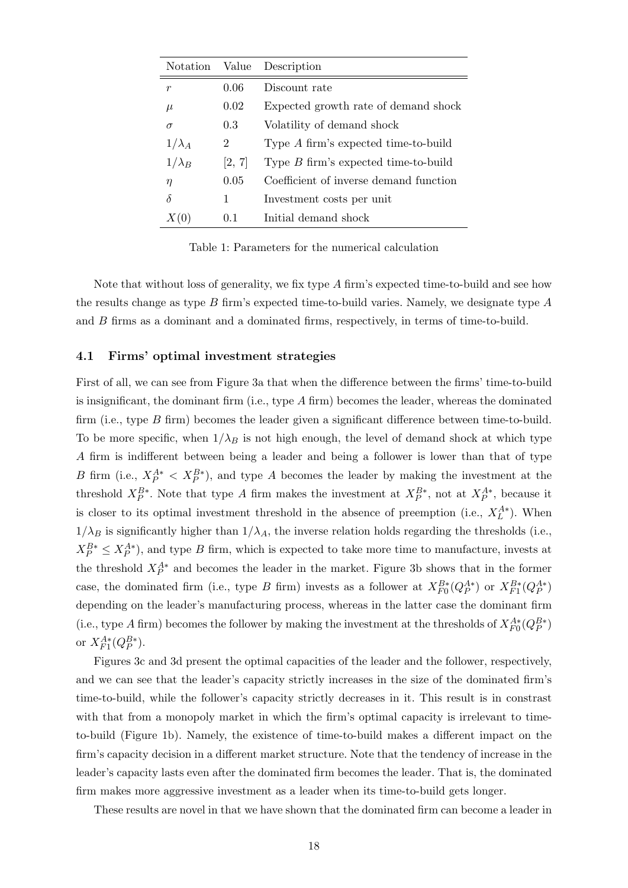| Notation | Value | Description |
|---|---|---|
| $r$ | 0.06 | Discount rate |
| $\mu$ | 0.02 | Expected growth rate of demand shock |
| $\sigma$ | 0.3 | Volatility of demand shock |
| $1/\lambda_A$ | 2 | Type $A$ firm's expected time-to-build |
| $1/\lambda_B$ | [2, 7] | Type $B$ firm's expected time-to-build |
| $\eta$ | 0.05 | Coefficient of inverse demand function |
| $\delta$ | 1 | Investment costs per unit |
| $X(0)$ | 0.1 | Initial demand shock |

Table 1: Parameters for the numerical calculation

Note that without loss of generality, we fix type $A$ firm's expected time-to-build and see how the results change as type $B$ firm's expected time-to-build varies. Namely, we designate type $A$ and $B$ firms as a dominant and a dominated firms, respectively, in terms of time-to-build.

### 4.1 Firms' optimal investment strategies

First of all, we can see from Figure 3a that when the difference between the firms' time-to-build is insignificant, the dominant firm (i.e., type $A$ firm) becomes the leader, whereas the dominated firm (i.e., type $B$ firm) becomes the leader given a significant difference between time-to-build. To be more specific, when $1/\lambda_B$ is not high enough, the level of demand shock at which type $A$ firm is indifferent between being a leader and being a follower is lower than that of type $B$ firm (i.e., $X_P^{A*} < X_P^{B*}$), and type $A$ becomes the leader by making the investment at the threshold $X_P^{B*}$. Note that type $A$ firm makes the investment at $X_P^{B*}$, not at $X_P^{A*}$, because it is closer to its optimal investment threshold in the absence of preemption (i.e., $X_L^{A*}$). When $1/\lambda_B$ is significantly higher than $1/\lambda_A$, the inverse relation holds regarding the thresholds (i.e., $X_P^{B*} \leq X_P^{A*}$), and type $B$ firm, which is expected to take more time to manufacture, invests at the threshold $X_P^{A*}$ and becomes the leader in the market. Figure 3b shows that in the former case, the dominated firm (i.e., type $B$ firm) invests as a follower at $X_{F0}^{B*}(Q_P^{A*})$ or $X_{F1}^{B*}(Q_P^{A*})$ depending on the leader's manufacturing process, whereas in the latter case the dominant firm (i.e., type $A$ firm) becomes the follower by making the investment at the thresholds of $X_{F0}^{A*}(Q_P^{B*})$ or $X_{F1}^{A*}(Q_P^{B*})$.

Figures 3c and 3d present the optimal capacities of the leader and the follower, respectively, and we can see that the leader's capacity strictly increases in the size of the dominated firm's time-to-build, while the follower's capacity strictly decreases in it. This result is in constrast with that from a monopoly market in which the firm's optimal capacity is irrelevant to time-to-build (Figure 1b). Namely, the existence of time-to-build makes a different impact on the firm's capacity decision in a different market structure. Note that the tendency of increase in the leader's capacity lasts even after the dominated firm becomes the leader. That is, the dominated firm makes more aggressive investment as a leader when its time-to-build gets longer.

These results are novel in that we have shown that the dominated firm can become a leader in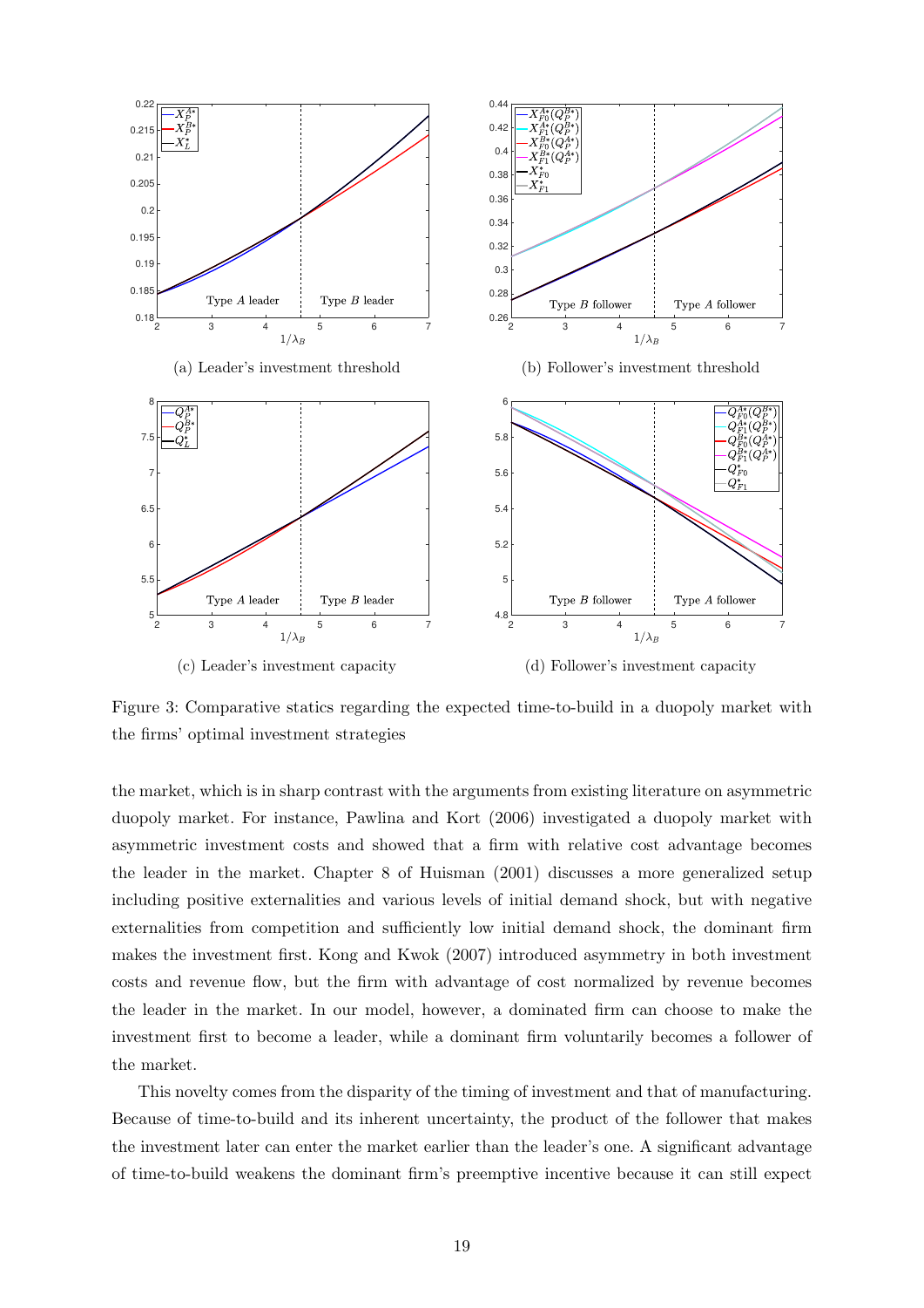(a) Leader's investment threshold

(b) Follower's investment threshold

(c) Leader's investment capacity

(d) Follower's investment capacity

Figure 3: Comparative statics regarding the expected time-to-build in a duopoly market with the firms' optimal investment strategies

the market, which is in sharp contrast with the arguments from existing literature on asymmetric duopoly market. For instance, Pawlina and Kort (2006) investigated a duopoly market with asymmetric investment costs and showed that a firm with relative cost advantage becomes the leader in the market. Chapter 8 of Huisman (2001) discusses a more generalized setup including positive externalities and various levels of initial demand shock, but with negative externalities from competition and sufficiently low initial demand shock, the dominant firm makes the investment first. Kong and Kwok (2007) introduced asymmetry in both investment costs and revenue flow, but the firm with advantage of cost normalized by revenue becomes the leader in the market. In our model, however, a dominated firm can choose to make the investment first to become a leader, while a dominant firm voluntarily becomes a follower of the market.

This novelty comes from the disparity of the timing of investment and that of manufacturing. Because of time-to-build and its inherent uncertainty, the product of the follower that makes the investment later can enter the market earlier than the leader's one. A significant advantage of time-to-build weakens the dominant firm's preemptive incentive because it can still expect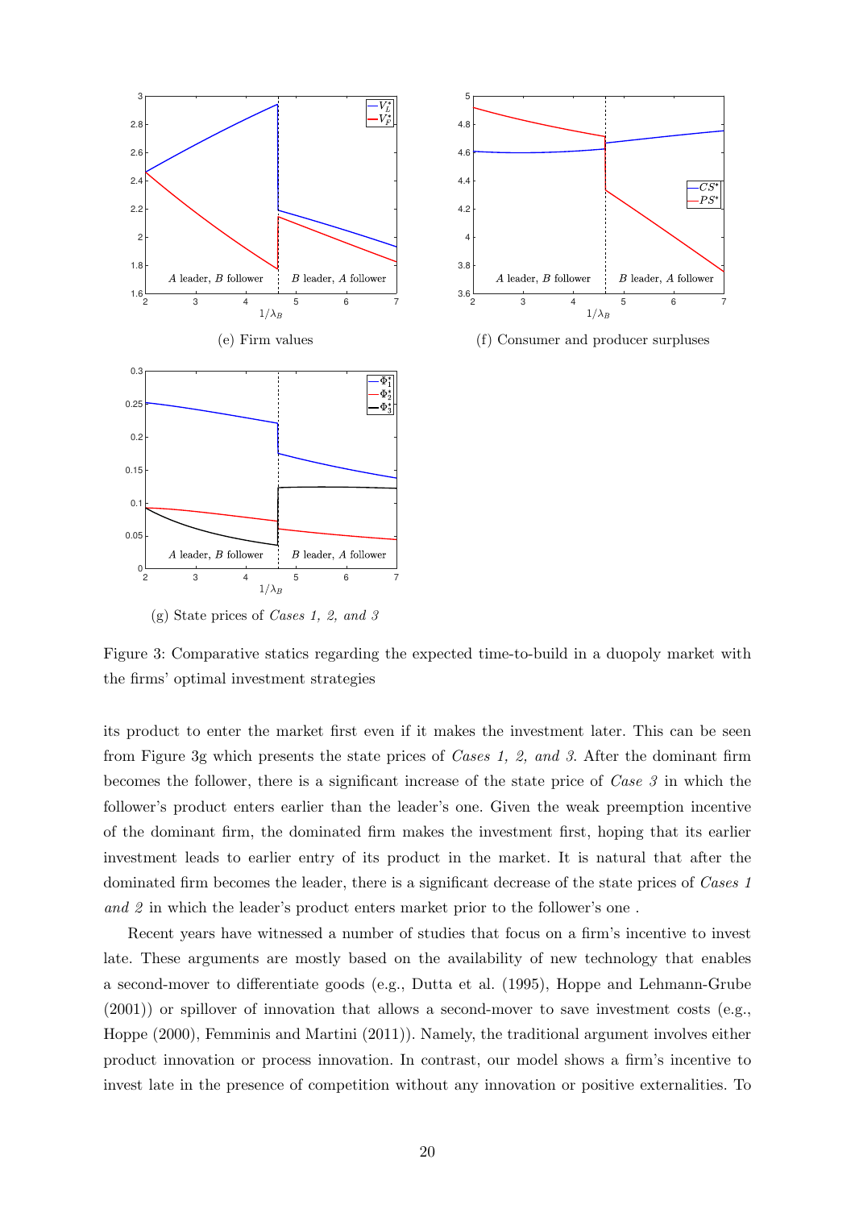(e) Firm values

(f) Consumer and producer surpluses

(g) State prices of *Cases 1, 2, and 3*

Figure 3: Comparative statics regarding the expected time-to-build in a duopoly market with the firms' optimal investment strategies

its product to enter the market first even if it makes the investment later. This can be seen from Figure 3g which presents the state prices of *Cases 1, 2, and 3*. After the dominant firm becomes the follower, there is a significant increase of the state price of *Case 3* in which the follower's product enters earlier than the leader's one. Given the weak preemption incentive of the dominant firm, the dominated firm makes the investment first, hoping that its earlier investment leads to earlier entry of its product in the market. It is natural that after the dominated firm becomes the leader, there is a significant decrease of the state prices of *Cases 1 and 2* in which the leader's product enters market prior to the follower's one .

Recent years have witnessed a number of studies that focus on a firm's incentive to invest late. These arguments are mostly based on the availability of new technology that enables a second-mover to differentiate goods (e.g., Dutta et al. (1995), Hoppe and Lehmann-Grube (2001)) or spillover of innovation that allows a second-mover to save investment costs (e.g., Hoppe (2000), Femminis and Martini (2011)). Namely, the traditional argument involves either product innovation or process innovation. In contrast, our model shows a firm's incentive to invest late in the presence of competition without any innovation or positive externalities. To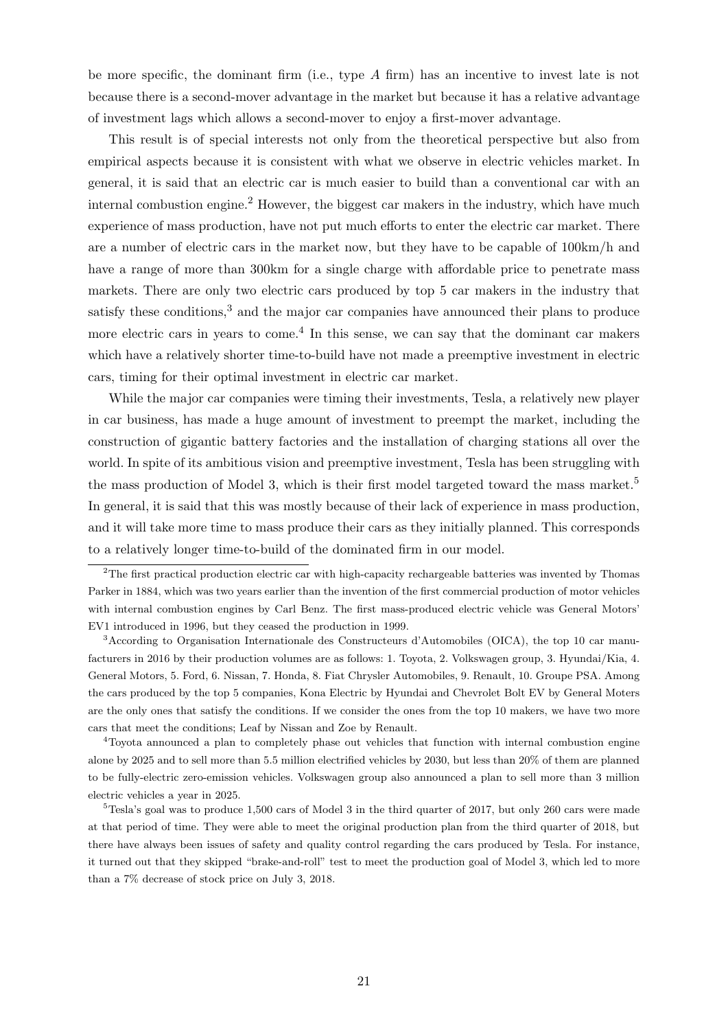be more specific, the dominant firm (i.e., type $A$ firm) has an incentive to invest late is not because there is a second-mover advantage in the market but because it has a relative advantage of investment lags which allows a second-mover to enjoy a first-mover advantage.

This result is of special interests not only from the theoretical perspective but also from empirical aspects because it is consistent with what we observe in electric vehicles market. In general, it is said that an electric car is much easier to build than a conventional car with an internal combustion engine.[2] However, the biggest car makers in the industry, which have much experience of mass production, have not put much efforts to enter the electric car market. There are a number of electric cars in the market now, but they have to be capable of 100km/h and have a range of more than 300km for a single charge with affordable price to penetrate mass markets. There are only two electric cars produced by top 5 car makers in the industry that satisfy these conditions,[3] and the major car companies have announced their plans to produce more electric cars in years to come.[4] In this sense, we can say that the dominant car makers which have a relatively shorter time-to-build have not made a preemptive investment in electric cars, timing for their optimal investment in electric car market.

While the major car companies were timing their investments, Tesla, a relatively new player in car business, has made a huge amount of investment to preempt the market, including the construction of gigantic battery factories and the installation of charging stations all over the world. In spite of its ambitious vision and preemptive investment, Tesla has been struggling with the mass production of Model 3, which is their first model targeted toward the mass market.[5] In general, it is said that this was mostly because of their lack of experience in mass production, and it will take more time to mass produce their cars as they initially planned. This corresponds to a relatively longer time-to-build of the dominated firm in our model.

---

[2] The first practical production electric car with high-capacity rechargeable batteries was invented by Thomas Parker in 1884, which was two years earlier than the invention of the first commercial production of motor vehicles with internal combustion engines by Carl Benz. The first mass-produced electric vehicle was General Motors' EV1 introduced in 1996, but they ceased the production in 1999.

[3] According to Organisation Internationale des Constructeurs d'Automobiles (OICA), the top 10 car manufacturers in 2016 by their production volumes are as follows: 1. Toyota, 2. Volkswagen group, 3. Hyundai/Kia, 4. General Motors, 5. Ford, 6. Nissan, 7. Honda, 8. Fiat Chrysler Automobiles, 9. Renault, 10. Groupe PSA. Among the cars produced by the top 5 companies, Kona Electric by Hyundai and Chevrolet Bolt EV by General Moters are the only ones that satisfy the conditions. If we consider the ones from the top 10 makers, we have two more cars that meet the conditions; Leaf by Nissan and Zoe by Renault.

[4] Toyota announced a plan to completely phase out vehicles that function with internal combustion engine alone by 2025 and to sell more than 5.5 million electrified vehicles by 2030, but less than 20% of them are planned to be fully-electric zero-emission vehicles. Volkswagen group also announced a plan to sell more than 3 million electric vehicles a year in 2025.

[5] Tesla's goal was to produce 1,500 cars of Model 3 in the third quarter of 2017, but only 260 cars were made at that period of time. They were able to meet the original production plan from the third quarter of 2018, but there have always been issues of safety and quality control regarding the cars produced by Tesla. For instance, it turned out that they skipped "brake-and-roll" test to meet the production goal of Model 3, which led to more than a 7% decrease of stock price on July 3, 2018.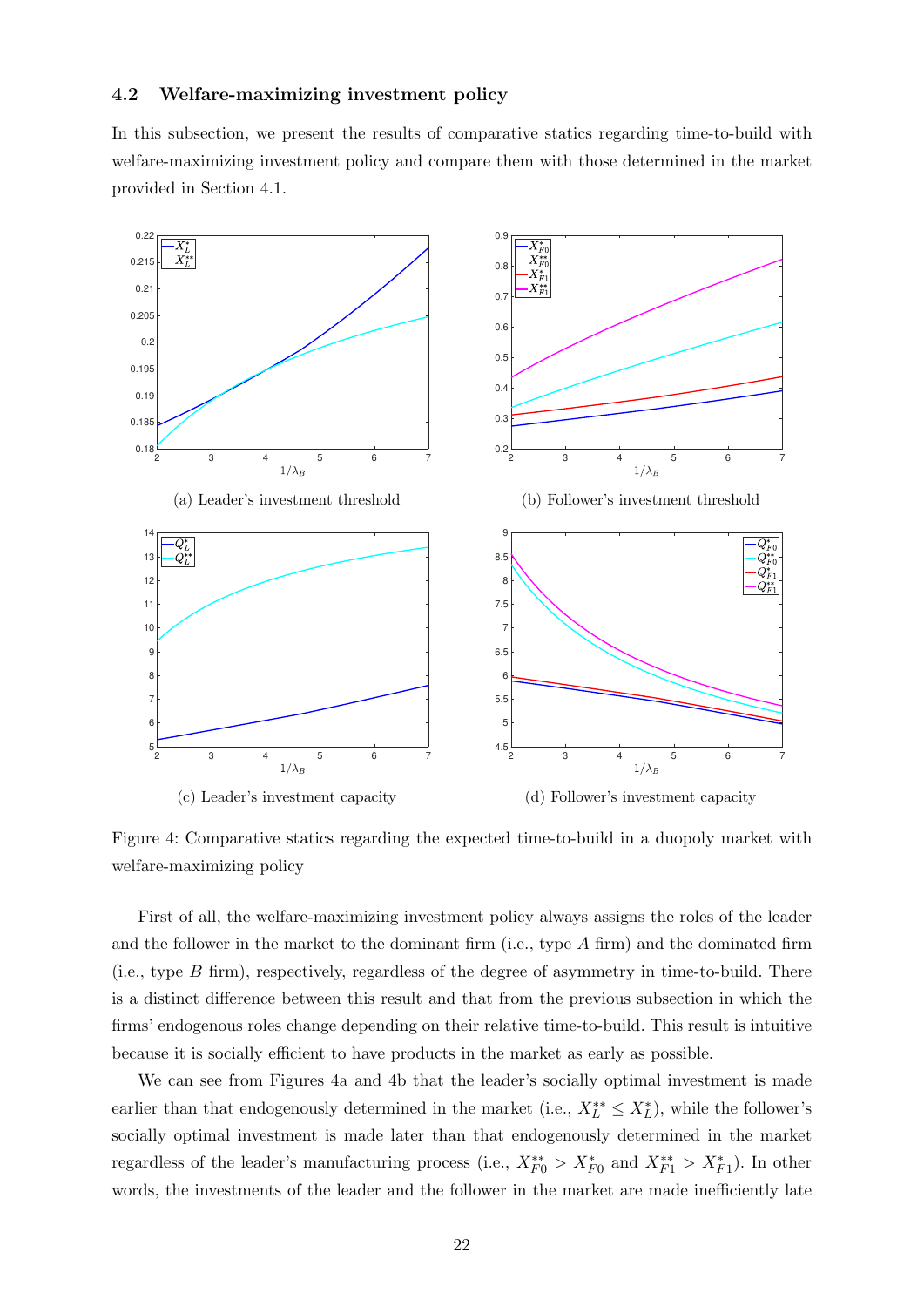### 4.2 Welfare-maximizing investment policy

In this subsection, we present the results of comparative statics regarding time-to-build with welfare-maximizing investment policy and compare them with those determined in the market provided in Section 4.1.

(a) Leader's investment threshold

(b) Follower's investment threshold

(c) Leader's investment capacity

(d) Follower's investment capacity

Figure 4: Comparative statics regarding the expected time-to-build in a duopoly market with welfare-maximizing policy

First of all, the welfare-maximizing investment policy always assigns the roles of the leader and the follower in the market to the dominant firm (i.e., type $A$ firm) and the dominated firm (i.e., type $B$ firm), respectively, regardless of the degree of asymmetry in time-to-build. There is a distinct difference between this result and that from the previous subsection in which the firms' endogenous roles change depending on their relative time-to-build. This result is intuitive because it is socially efficient to have products in the market as early as possible.

We can see from Figures 4a and 4b that the leader's socially optimal investment is made earlier than that endogenously determined in the market (i.e., $X_L^{**} \leq X_L^*$), while the follower's socially optimal investment is made later than that endogenously determined in the market regardless of the leader's manufacturing process (i.e., $X_{F0}^{**} > X_{F0}^*$ and $X_{F1}^{**} > X_{F1}^*$). In other words, the investments of the leader and the follower in the market are made inefficiently late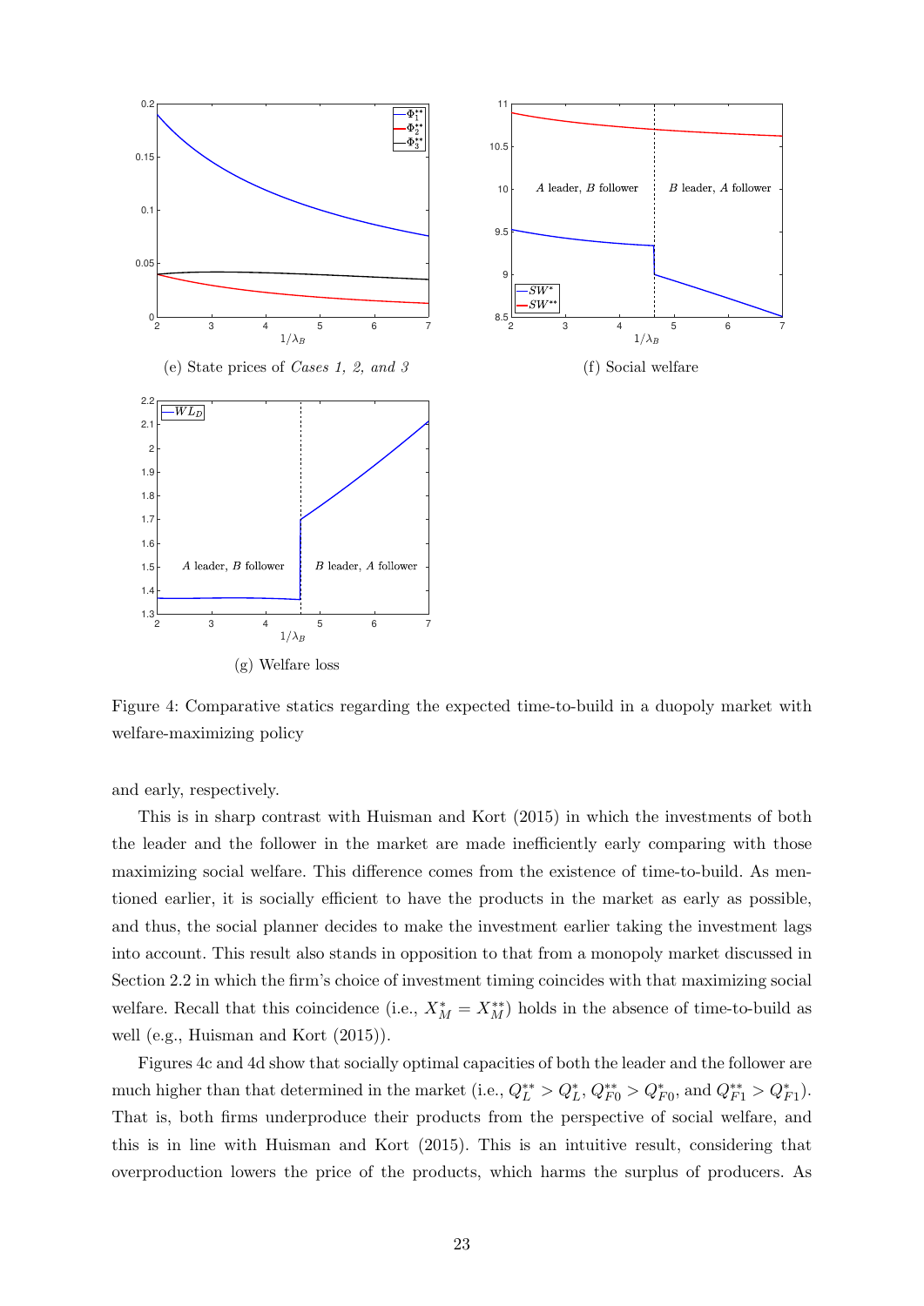(e) State prices of *Cases 1, 2, and 3*

(f) Social welfare

(g) Welfare loss

Figure 4: Comparative statics regarding the expected time-to-build in a duopoly market with welfare-maximizing policy

and early, respectively.

This is in sharp contrast with Huisman and Kort (2015) in which the investments of both the leader and the follower in the market are made inefficiently early comparing with those maximizing social welfare. This difference comes from the existence of time-to-build. As mentioned earlier, it is socially efficient to have the products in the market as early as possible, and thus, the social planner decides to make the investment earlier taking the investment lags into account. This result also stands in opposition to that from a monopoly market discussed in Section 2.2 in which the firm's choice of investment timing coincides with that maximizing social welfare. Recall that this coincidence (i.e., $X_M^* = X_M^{**}$) holds in the absence of time-to-build as well (e.g., Huisman and Kort (2015)).

Figures 4c and 4d show that socially optimal capacities of both the leader and the follower are much higher than that determined in the market (i.e., $Q_L^{**} > Q_L^*$, $Q_{F0}^{**} > Q_{F0}^*$, and $Q_{F1}^{**} > Q_{F1}^*$). That is, both firms underproduce their products from the perspective of social welfare, and this is in line with Huisman and Kort (2015). This is an intuitive result, considering that overproduction lowers the price of the products, which harms the surplus of producers. As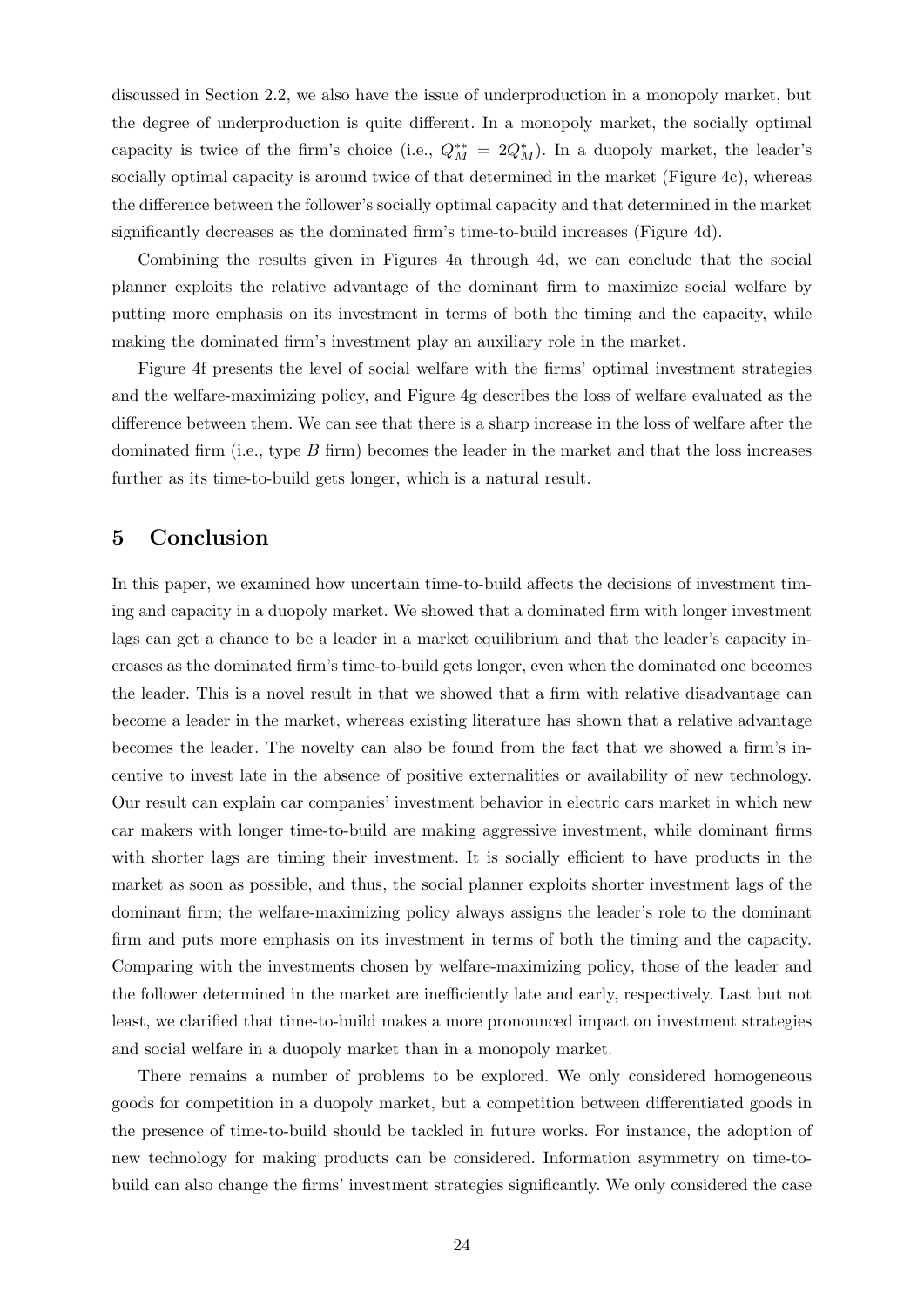discussed in Section 2.2, we also have the issue of underproduction in a monopoly market, but the degree of underproduction is quite different. In a monopoly market, the socially optimal capacity is twice of the firm's choice (i.e., $Q_M^{**} = 2Q_M^*$). In a duopoly market, the leader's socially optimal capacity is around twice of that determined in the market (Figure 4c), whereas the difference between the follower's socially optimal capacity and that determined in the market significantly decreases as the dominated firm's time-to-build increases (Figure 4d).

Combining the results given in Figures 4a through 4d, we can conclude that the social planner exploits the relative advantage of the dominant firm to maximize social welfare by putting more emphasis on its investment in terms of both the timing and the capacity, while making the dominated firm's investment play an auxiliary role in the market.

Figure 4f presents the level of social welfare with the firms' optimal investment strategies and the welfare-maximizing policy, and Figure 4g describes the loss of welfare evaluated as the difference between them. We can see that there is a sharp increase in the loss of welfare after the dominated firm (i.e., type $B$ firm) becomes the leader in the market and that the loss increases further as its time-to-build gets longer, which is a natural result.

## 5 Conclusion

In this paper, we examined how uncertain time-to-build affects the decisions of investment timing and capacity in a duopoly market. We showed that a dominated firm with longer investment lags can get a chance to be a leader in a market equilibrium and that the leader's capacity increases as the dominated firm's time-to-build gets longer, even when the dominated one becomes the leader. This is a novel result in that we showed that a firm with relative disadvantage can become a leader in the market, whereas existing literature has shown that a relative advantage becomes the leader. The novelty can also be found from the fact that we showed a firm's incentive to invest late in the absence of positive externalities or availability of new technology. Our result can explain car companies' investment behavior in electric cars market in which new car makers with longer time-to-build are making aggressive investment, while dominant firms with shorter lags are timing their investment. It is socially efficient to have products in the market as soon as possible, and thus, the social planner exploits shorter investment lags of the dominant firm; the welfare-maximizing policy always assigns the leader's role to the dominant firm and puts more emphasis on its investment in terms of both the timing and the capacity. Comparing with the investments chosen by welfare-maximizing policy, those of the leader and the follower determined in the market are inefficiently late and early, respectively. Last but not least, we clarified that time-to-build makes a more pronounced impact on investment strategies and social welfare in a duopoly market than in a monopoly market.

There remains a number of problems to be explored. We only considered homogeneous goods for competition in a duopoly market, but a competition between differentiated goods in the presence of time-to-build should be tackled in future works. For instance, the adoption of new technology for making products can be considered. Information asymmetry on time-to-build can also change the firms' investment strategies significantly. We only considered the case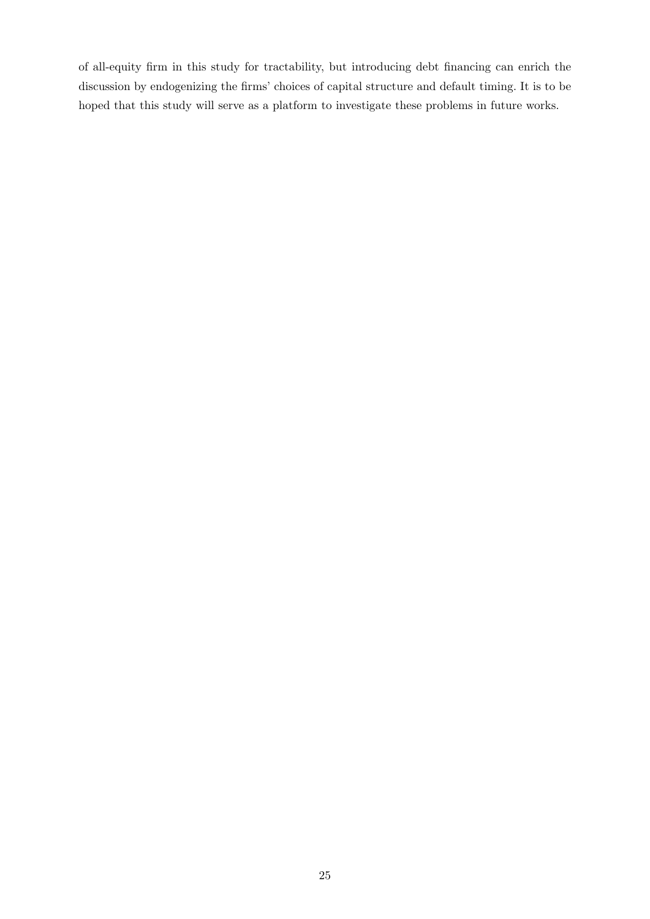of all-equity firm in this study for tractability, but introducing debt financing can enrich the discussion by endogenizing the firms' choices of capital structure and default timing. It is to be hoped that this study will serve as a platform to investigate these problems in future works.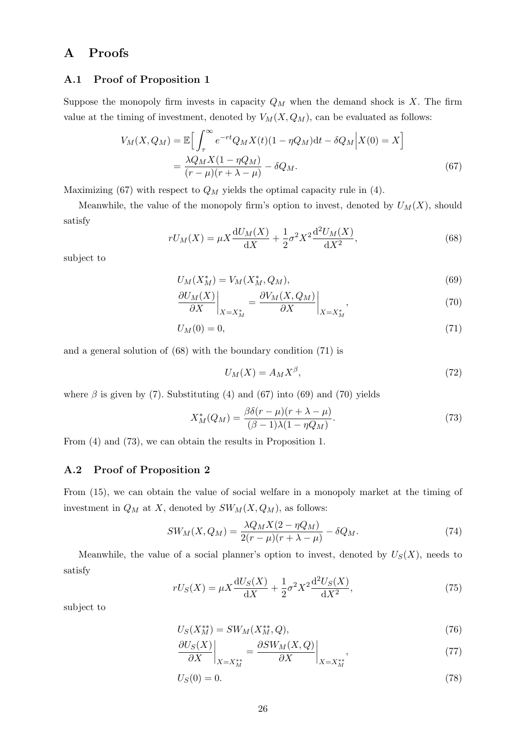# A Proofs

## A.1 Proof of Proposition 1

Suppose the monopoly firm invests in capacity $Q_M$ when the demand shock is $X$. The firm value at the timing of investment, denoted by $V_M(X, Q_M)$, can be evaluated as follows:

$$
\begin{aligned}
V_M(X, Q_M) &= \mathbb{E}\Big[\int_{\tau}^{\infty} e^{-rt} Q_M X(t)(1-\eta Q_M)\mathrm{d}t - \delta Q_M \Big| X(0) = X\Big] \\
&= \frac{\lambda Q_M X(1-\eta Q_M)}{(r-\mu)(r+\lambda-\mu)} - \delta Q_M.
\end{aligned} \tag{67}
$$

Maximizing (67) with respect to $Q_M$ yields the optimal capacity rule in (4).

Meanwhile, the value of the monopoly firm's option to invest, denoted by $U_M(X)$, should satisfy

$$
rU_M(X) = \mu X \frac{\mathrm{d}U_M(X)}{\mathrm{d}X} + \frac{1}{2}\sigma^2 X^2 \frac{\mathrm{d}^2 U_M(X)}{\mathrm{d}X^2}, \tag{68}
$$

subject to

$$
U_M(X_M^*) = V_M(X_M^*, Q_M), \tag{69}
$$

$$
\frac{\partial U_M(X)}{\partial X}\bigg|_{X=X_M^*} = \frac{\partial V_M(X, Q_M)}{\partial X}\bigg|_{X=X_M^*}, \tag{70}
$$

$$
U_M(0) = 0, \tag{71}
$$

and a general solution of (68) with the boundary condition (71) is

$$
U_M(X) = A_M X^{\beta}, \tag{72}
$$

where $\beta$ is given by (7). Substituting (4) and (67) into (69) and (70) yields

$$
X_M^*(Q_M) = \frac{\beta\delta(r-\mu)(r+\lambda-\mu)}{(\beta-1)\lambda(1-\eta Q_M)}. \tag{73}
$$

From (4) and (73), we can obtain the results in Proposition 1.

## A.2 Proof of Proposition 2

From (15), we can obtain the value of social welfare in a monopoly market at the timing of investment in $Q_M$ at $X$, denoted by $SW_M(X, Q_M)$, as follows:

$$
SW_M(X, Q_M) = \frac{\lambda Q_M X(2-\eta Q_M)}{2(r-\mu)(r+\lambda-\mu)} - \delta Q_M. \tag{74}
$$

Meanwhile, the value of a social planner's option to invest, denoted by $U_S(X)$, needs to satisfy

$$
rU_S(X) = \mu X \frac{\mathrm{d}U_S(X)}{\mathrm{d}X} + \frac{1}{2}\sigma^2 X^2 \frac{\mathrm{d}^2 U_S(X)}{\mathrm{d}X^2}, \tag{75}
$$

subject to

$$
U_S(X_M^{**}) = SW_M(X_M^{**}, Q), \tag{76}
$$

$$
\frac{\partial U_S(X)}{\partial X}\bigg|_{X=X_M^{**}} = \frac{\partial SW_M(X, Q)}{\partial X}\bigg|_{X=X_M^{**}}, \tag{77}
$$

$$
U_S(0) = 0. \tag{78}
$$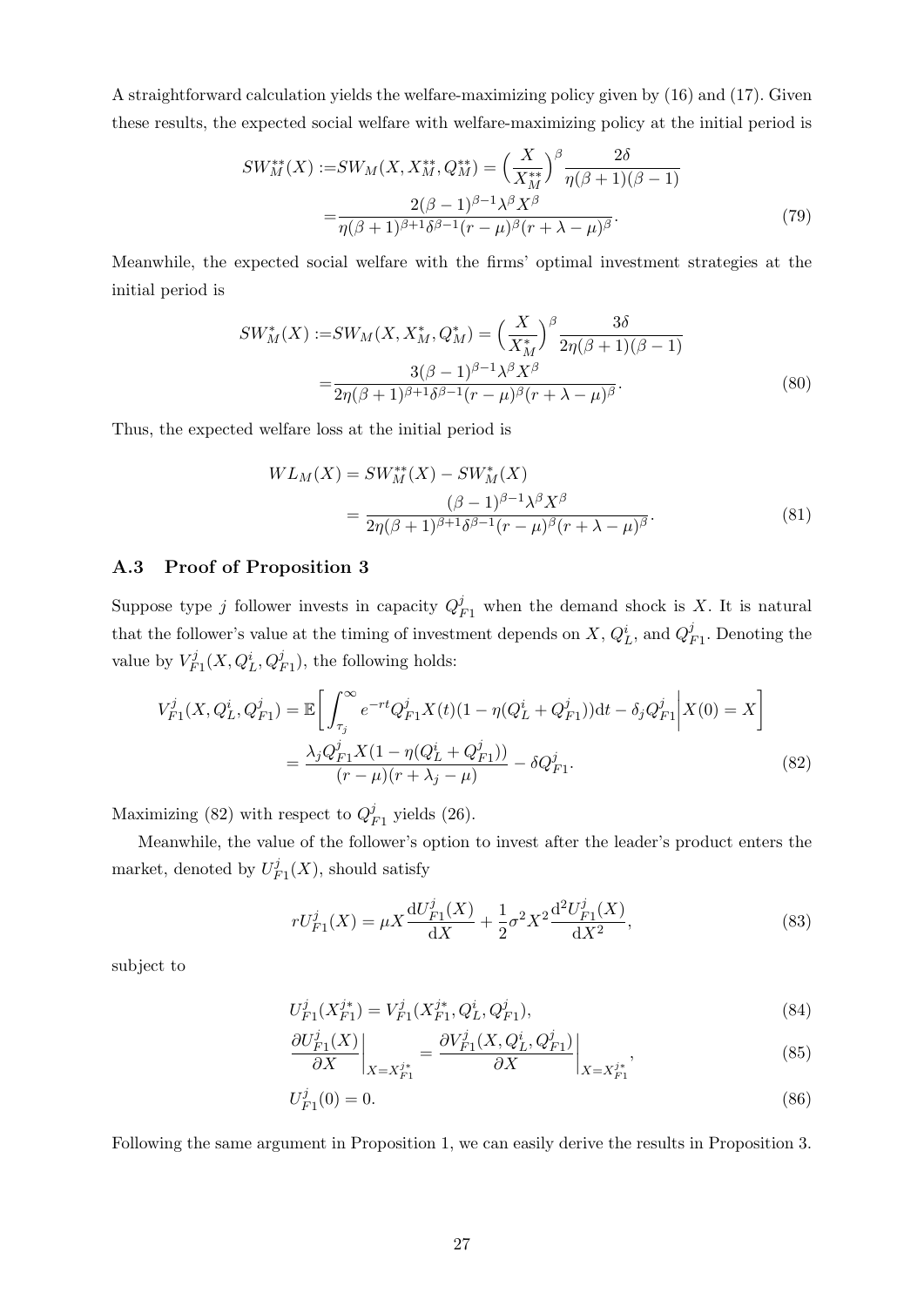A straightforward calculation yields the welfare-maximizing policy given by (16) and (17). Given these results, the expected social welfare with welfare-maximizing policy at the initial period is

$$
\begin{aligned}
SW_M^{**}(X) :=& SW_M(X, X_M^{**}, Q_M^{**}) = \Big(\frac{X}{X_M^{**}}\Big)^{\beta} \frac{2\delta}{\eta(\beta+1)(\beta-1)} \\
=& \frac{2(\beta-1)^{\beta-1}\lambda^{\beta}X^{\beta}}{\eta(\beta+1)^{\beta+1}\delta^{\beta-1}(r-\mu)^{\beta}(r+\lambda-\mu)^{\beta}}.
\end{aligned} \tag{79}
$$

Meanwhile, the expected social welfare with the firms' optimal investment strategies at the initial period is

$$
\begin{aligned}
SW_M^{*}(X) :=& SW_M(X, X_M^{*}, Q_M^{*}) = \Big(\frac{X}{X_M^{*}}\Big)^{\beta} \frac{3\delta}{2\eta(\beta+1)(\beta-1)} \\
=& \frac{3(\beta-1)^{\beta-1}\lambda^{\beta}X^{\beta}}{2\eta(\beta+1)^{\beta+1}\delta^{\beta-1}(r-\mu)^{\beta}(r+\lambda-\mu)^{\beta}}.
\end{aligned} \tag{80}
$$

Thus, the expected welfare loss at the initial period is

$$
\begin{aligned}
WL_M(X) &= SW_M^{**}(X) - SW_M^{*}(X) \\
&= \frac{(\beta-1)^{\beta-1}\lambda^{\beta}X^{\beta}}{2\eta(\beta+1)^{\beta+1}\delta^{\beta-1}(r-\mu)^{\beta}(r+\lambda-\mu)^{\beta}}.
\end{aligned} \tag{81}
$$

### A.3 Proof of Proposition 3

Suppose type $j$ follower invests in capacity $Q_{F1}^j$ when the demand shock is $X$. It is natural that the follower's value at the timing of investment depends on $X$, $Q_L^i$, and $Q_{F1}^j$. Denoting the value by $V_{F1}^j(X, Q_L^i, Q_{F1}^j)$, the following holds:

$$
\begin{aligned}
V_{F1}^j(X, Q_L^i, Q_{F1}^j) &= \mathbb{E}\Big[\int_{\tau_j}^{\infty} e^{-rt} Q_{F1}^j X(t)(1-\eta(Q_L^i + Q_{F1}^j))\mathrm{d}t - \delta_j Q_{F1}^j \Big| X(0) = X\Big] \\
&= \frac{\lambda_j Q_{F1}^j X(1-\eta(Q_L^i + Q_{F1}^j))}{(r-\mu)(r+\lambda_j-\mu)} - \delta Q_{F1}^j.
\end{aligned} \tag{82}
$$

Maximizing (82) with respect to $Q_{F1}^j$ yields (26).

Meanwhile, the value of the follower's option to invest after the leader's product enters the market, denoted by $U_{F1}^j(X)$, should satisfy

$$
rU_{F1}^j(X) = \mu X \frac{\mathrm{d}U_{F1}^j(X)}{\mathrm{d}X} + \frac{1}{2}\sigma^2 X^2 \frac{\mathrm{d}^2 U_{F1}^j(X)}{\mathrm{d}X^2}, \tag{83}
$$

subject to

$$
U_{F1}^j(X_{F1}^{j*}) = V_{F1}^j(X_{F1}^{j*}, Q_L^i, Q_{F1}^j), \tag{84}
$$

$$
\frac{\partial U_{F1}^j(X)}{\partial X}\bigg|_{X=X_{F1}^{j*}} = \frac{\partial V_{F1}^j(X, Q_L^i, Q_{F1}^j)}{\partial X}\bigg|_{X=X_{F1}^{j*}}, \tag{85}
$$

$$
U_{F1}^j(0) = 0. \tag{86}
$$

Following the same argument in Proposition 1, we can easily derive the results in Proposition 3.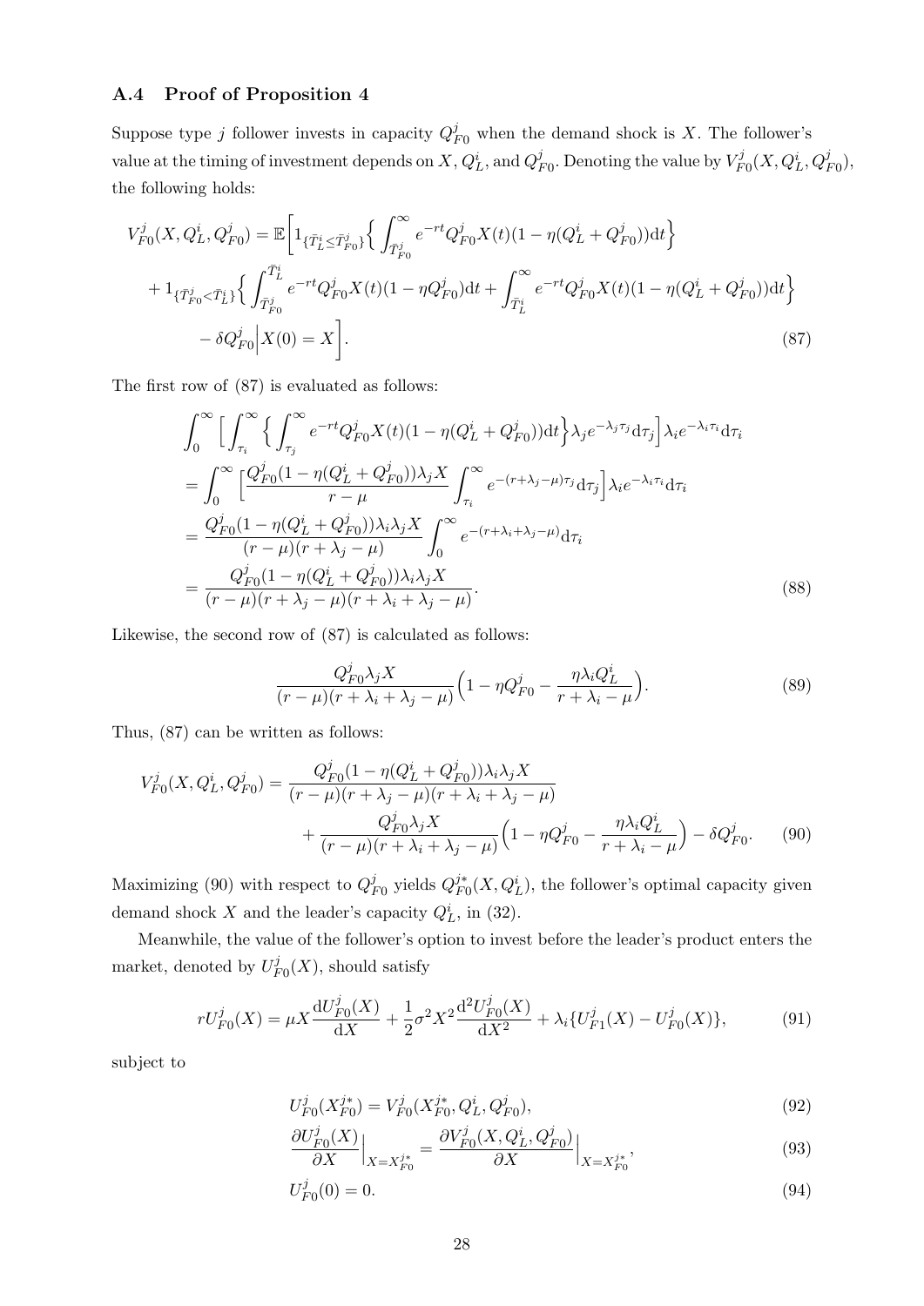### A.4 Proof of Proposition 4

Suppose type $j$ follower invests in capacity $Q^j_{F0}$ when the demand shock is $X$. The follower's value at the timing of investment depends on $X$, $Q^i_L$, and $Q^j_{F0}$. Denoting the value by $V^j_{F0}(X, Q^i_L, Q^j_{F0})$, the following holds:

$$
\begin{aligned}
V^j_{F0}(X, Q^i_L, Q^j_{F0}) = \mathbb{E}\bigg[ & 1_{\{\bar{T}^i_L \le \bar{T}^j_{F0}\}}\Big\{ \int_{\bar{T}^j_{F0}}^{\infty} e^{-rt} Q^j_{F0} X(t)(1-\eta(Q^i_L + Q^j_{F0}))\mathrm{d}t \Big\} \\
& + 1_{\{\bar{T}^j_{F0} < \bar{T}^i_L\}}\Big\{ \int_{\bar{T}^j_{F0}}^{\bar{T}^i_L} e^{-rt} Q^j_{F0} X(t)(1-\eta Q^j_{F0})\mathrm{d}t + \int_{\bar{T}^i_L}^{\infty} e^{-rt} Q^j_{F0} X(t)(1-\eta(Q^i_L + Q^j_{F0}))\mathrm{d}t \Big\} \\
& - \delta Q^j_{F0} \Big| X(0) = X \bigg].
\end{aligned} \tag{87}
$$

The first row of (87) is evaluated as follows:

$$
\begin{aligned}
& \int_0^{\infty} \Big[ \int_{\tau_i}^{\infty} \Big\{ \int_{\tau_j}^{\infty} e^{-rt} Q^j_{F0} X(t)(1-\eta(Q^i_L + Q^j_{F0}))\mathrm{d}t \Big\} \lambda_j e^{-\lambda_j \tau_j} \mathrm{d}\tau_j \Big] \lambda_i e^{-\lambda_i \tau_i} \mathrm{d}\tau_i \\
&= \int_0^{\infty} \Big[ \frac{Q^j_{F0}(1-\eta(Q^i_L + Q^j_{F0}))\lambda_j X}{r-\mu} \int_{\tau_i}^{\infty} e^{-(r+\lambda_j-\mu)\tau_j} \mathrm{d}\tau_j \Big] \lambda_i e^{-\lambda_i \tau_i} \mathrm{d}\tau_i \\
&= \frac{Q^j_{F0}(1-\eta(Q^i_L + Q^j_{F0}))\lambda_i \lambda_j X}{(r-\mu)(r+\lambda_j-\mu)} \int_0^{\infty} e^{-(r+\lambda_i+\lambda_j-\mu)} \mathrm{d}\tau_i \\
&= \frac{Q^j_{F0}(1-\eta(Q^i_L + Q^j_{F0}))\lambda_i \lambda_j X}{(r-\mu)(r+\lambda_j-\mu)(r+\lambda_i+\lambda_j-\mu)}.
\end{aligned} \tag{88}
$$

Likewise, the second row of (87) is calculated as follows:

$$
\frac{Q^j_{F0}\lambda_j X}{(r-\mu)(r+\lambda_i+\lambda_j-\mu)}\Big(1-\eta Q^j_{F0} - \frac{\eta \lambda_i Q^i_L}{r+\lambda_i-\mu}\Big). \tag{89}
$$

Thus, (87) can be written as follows:

$$
\begin{aligned}
V^j_{F0}(X, Q^i_L, Q^j_{F0}) = & \frac{Q^j_{F0}(1-\eta(Q^i_L + Q^j_{F0}))\lambda_i \lambda_j X}{(r-\mu)(r+\lambda_j-\mu)(r+\lambda_i+\lambda_j-\mu)} \\
& + \frac{Q^j_{F0}\lambda_j X}{(r-\mu)(r+\lambda_i+\lambda_j-\mu)}\Big(1-\eta Q^j_{F0} - \frac{\eta \lambda_i Q^i_L}{r+\lambda_i-\mu}\Big) - \delta Q^j_{F0}.
\end{aligned} \tag{90}
$$

Maximizing (90) with respect to $Q^j_{F0}$ yields $Q^{j*}_{F0}(X, Q^i_L)$, the follower's optimal capacity given demand shock $X$ and the leader's capacity $Q^i_L$, in (32).

Meanwhile, the value of the follower's option to invest before the leader's product enters the market, denoted by $U^j_{F0}(X)$, should satisfy

$$
rU^j_{F0}(X) = \mu X \frac{\mathrm{d}U^j_{F0}(X)}{\mathrm{d}X} + \frac{1}{2}\sigma^2 X^2 \frac{\mathrm{d}^2 U^j_{F0}(X)}{\mathrm{d}X^2} + \lambda_i \{U^j_{F1}(X) - U^j_{F0}(X)\}, \tag{91}
$$

subject to

$$
U^j_{F0}(X^{j*}_{F0}) = V^j_{F0}(X^{j*}_{F0}, Q^i_L, Q^j_{F0}), \tag{92}
$$

$$
\frac{\partial U^j_{F0}(X)}{\partial X}\Big|_{X=X^{j*}_{F0}} = \frac{\partial V^j_{F0}(X, Q^i_L, Q^j_{F0})}{\partial X}\Big|_{X=X^{j*}_{F0}}, \tag{93}
$$

$$
U^j_{F0}(0) = 0. \tag{94}
$$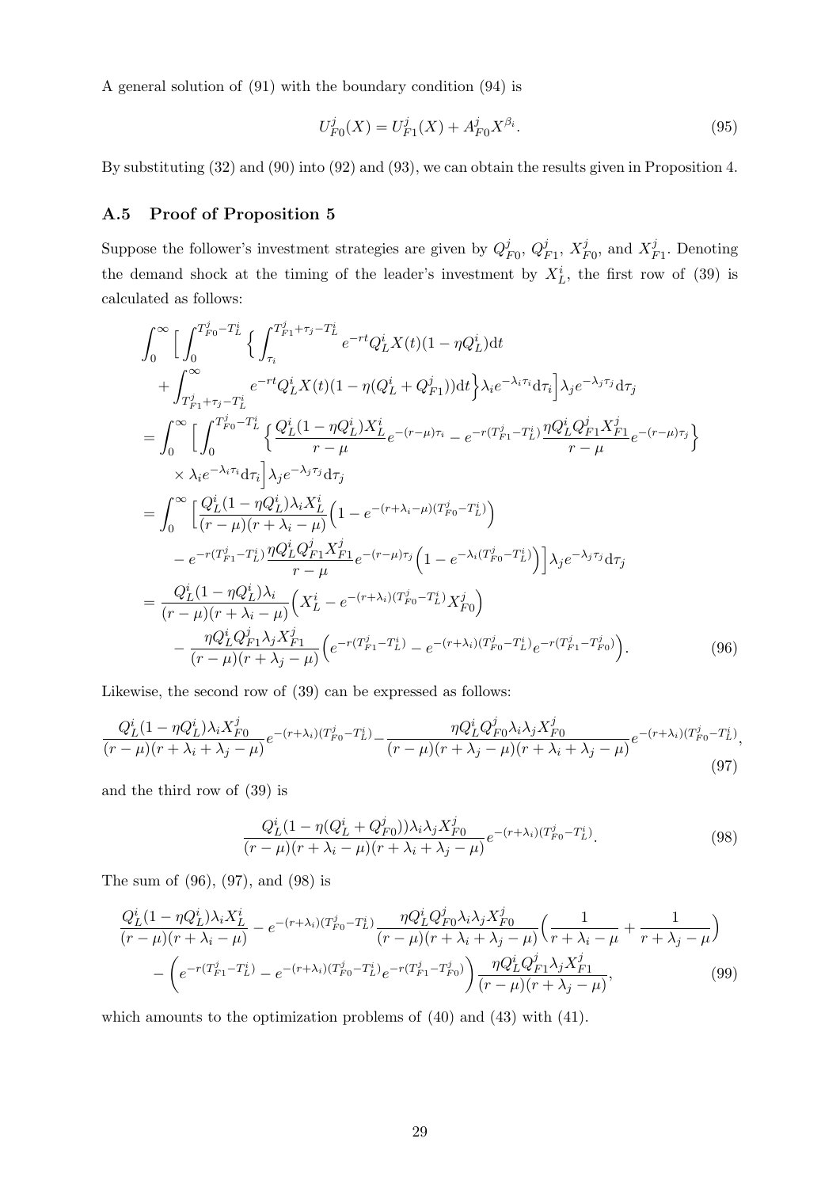A general solution of (91) with the boundary condition (94) is

$$U^j_{F0}(X) = U^j_{F1}(X) + A^j_{F0} X^{\beta_i}. \tag{95}$$

By substituting (32) and (90) into (92) and (93), we can obtain the results given in Proposition 4.

## A.5 Proof of Proposition 5

Suppose the follower's investment strategies are given by $Q^j_{F0}$, $Q^j_{F1}$, $X^j_{F0}$, and $X^j_{F1}$. Denoting the demand shock at the timing of the leader's investment by $X^i_L$, the first row of (39) is calculated as follows:

$$\begin{aligned}
&\int_0^\infty \Big[ \int_0^{T^j_{F0}-T^i_L} \Big\{ \int_{\tau_i}^{T^j_{F1}+\tau_j-T^i_L} e^{-rt} Q^i_L X(t)(1-\eta Q^i_L)\mathrm{d}t \\
&\quad + \int_{T^j_{F1}+\tau_j-T^i_L}^\infty e^{-rt} Q^i_L X(t)(1-\eta(Q^i_L+Q^j_{F1}))\mathrm{d}t \Big\} \lambda_i e^{-\lambda_i \tau_i}\mathrm{d}\tau_i \Big] \lambda_j e^{-\lambda_j\tau_j}\mathrm{d}\tau_j \\
&= \int_0^\infty \Big[ \int_0^{T^j_{F0}-T^i_L} \Big\{ \frac{Q^i_L(1-\eta Q^i_L)X^i_L}{r-\mu} e^{-(r-\mu)\tau_i} - e^{-r(T^j_{F1}-T^i_L)} \frac{\eta Q^i_L Q^j_{F1} X^j_{F1}}{r-\mu} e^{-(r-\mu)\tau_j} \Big\} \\
&\quad \times \lambda_i e^{-\lambda_i\tau_i}\mathrm{d}\tau_i \Big] \lambda_j e^{-\lambda_j\tau_j}\mathrm{d}\tau_j \\
&= \int_0^\infty \Big[ \frac{Q^i_L(1-\eta Q^i_L)\lambda_i X^i_L}{(r-\mu)(r+\lambda_i-\mu)} \Big(1-e^{-(r+\lambda_i-\mu)(T^j_{F0}-T^i_L)}\Big) \\
&\quad - e^{-r(T^j_{F1}-T^i_L)} \frac{\eta Q^i_L Q^j_{F1} X^j_{F1}}{r-\mu} e^{-(r-\mu)\tau_j} \Big(1-e^{-\lambda_i(T^j_{F0}-T^i_L)}\Big) \Big] \lambda_j e^{-\lambda_j\tau_j}\mathrm{d}\tau_j \\
&= \frac{Q^i_L(1-\eta Q^i_L)\lambda_i}{(r-\mu)(r+\lambda_i-\mu)} \Big( X^i_L - e^{-(r+\lambda_i)(T^j_{F0}-T^i_L)} X^j_{F0} \Big) \\
&\quad - \frac{\eta Q^i_L Q^j_{F1}\lambda_j X^j_{F1}}{(r-\mu)(r+\lambda_j-\mu)} \Big( e^{-r(T^j_{F1}-T^i_L)} - e^{-(r+\lambda_i)(T^j_{F0}-T^i_L)} e^{-r(T^j_{F1}-T^j_{F0})} \Big).
\end{aligned} \tag{96}$$

Likewise, the second row of (39) can be expressed as follows:

$$\frac{Q^i_L(1-\eta Q^i_L)\lambda_i X^j_{F0}}{(r-\mu)(r+\lambda_i+\lambda_j-\mu)} e^{-(r+\lambda_i)(T^j_{F0}-T^i_L)} - \frac{\eta Q^i_L Q^j_{F0}\lambda_i\lambda_j X^j_{F0}}{(r-\mu)(r+\lambda_j-\mu)(r+\lambda_i+\lambda_j-\mu)} e^{-(r+\lambda_i)(T^j_{F0}-T^i_L)}, \tag{97}$$

and the third row of (39) is

$$\frac{Q^i_L(1-\eta(Q^i_L+Q^j_{F0}))\lambda_i\lambda_j X^j_{F0}}{(r-\mu)(r+\lambda_i-\mu)(r+\lambda_i+\lambda_j-\mu)} e^{-(r+\lambda_i)(T^j_{F0}-T^i_L)}. \tag{98}$$

The sum of (96), (97), and (98) is

$$\begin{aligned}
&\frac{Q^i_L(1-\eta Q^i_L)\lambda_i X^i_L}{(r-\mu)(r+\lambda_i-\mu)} - e^{-(r+\lambda_i)(T^j_{F0}-T^i_L)} \frac{\eta Q^i_L Q^j_{F0}\lambda_i\lambda_j X^j_{F0}}{(r-\mu)(r+\lambda_i+\lambda_j-\mu)} \Big( \frac{1}{r+\lambda_i-\mu} + \frac{1}{r+\lambda_j-\mu} \Big) \\
&\quad - \Big( e^{-r(T^j_{F1}-T^i_L)} - e^{-(r+\lambda_i)(T^j_{F0}-T^i_L)} e^{-r(T^j_{F1}-T^j_{F0})} \Big) \frac{\eta Q^i_L Q^j_{F1}\lambda_j X^j_{F1}}{(r-\mu)(r+\lambda_j-\mu)},
\end{aligned} \tag{99}$$

which amounts to the optimization problems of (40) and (43) with (41).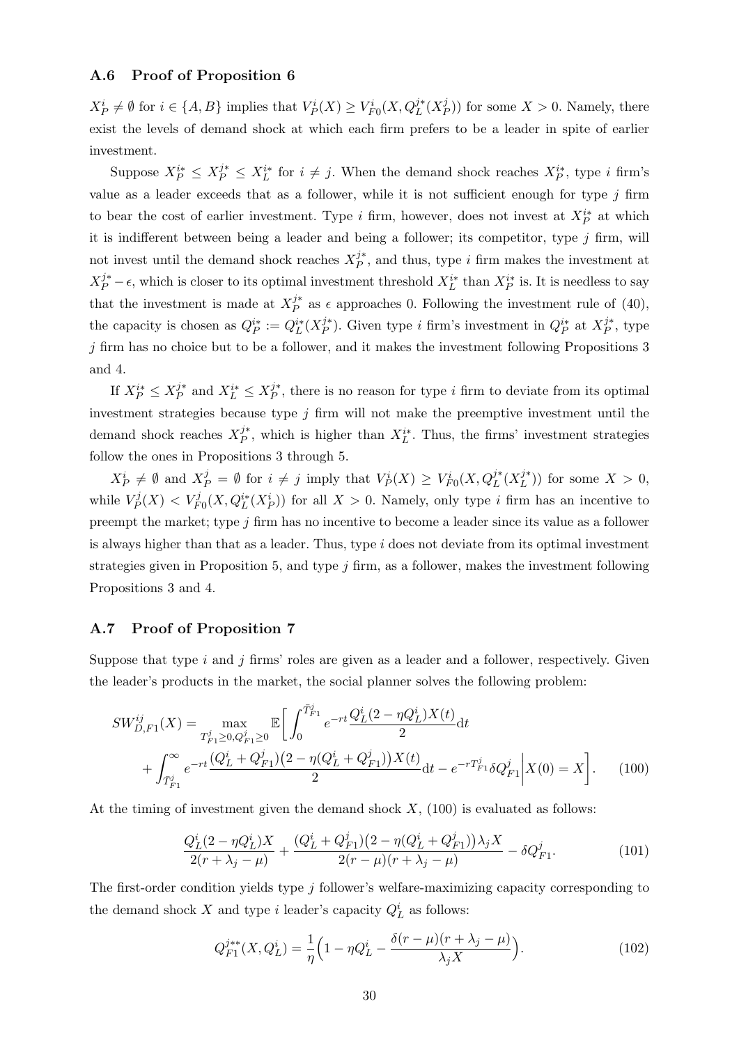### A.6 Proof of Proposition 6

$X_P^i \neq \emptyset$ for $i \in \{A, B\}$ implies that $V_P^i(X) \geq V_{F0}^i(X, Q_L^{j*}(X_P^j))$ for some $X > 0$. Namely, there exist the levels of demand shock at which each firm prefers to be a leader in spite of earlier investment.

Suppose $X_P^{i*} \leq X_P^{j*} \leq X_L^{i*}$ for $i \neq j$. When the demand shock reaches $X_P^{i*}$, type $i$ firm's value as a leader exceeds that as a follower, while it is not sufficient enough for type $j$ firm to bear the cost of earlier investment. Type $i$ firm, however, does not invest at $X_P^{i*}$ at which it is indifferent between being a leader and being a follower; its competitor, type $j$ firm, will not invest until the demand shock reaches $X_P^{j*}$, and thus, type $i$ firm makes the investment at $X_P^{j*} - \epsilon$, which is closer to its optimal investment threshold $X_L^{i*}$ than $X_P^{i*}$ is. It is needless to say that the investment is made at $X_P^{j*}$ as $\epsilon$ approaches 0. Following the investment rule of (40), the capacity is chosen as $Q_P^{i*} := Q_L^{i*}(X_P^{j*})$. Given type $i$ firm's investment in $Q_P^{i*}$ at $X_P^{j*}$, type $j$ firm has no choice but to be a follower, and it makes the investment following Propositions 3 and 4.

If $X_P^{i*} \leq X_P^{j*}$ and $X_L^{i*} \leq X_P^{j*}$, there is no reason for type $i$ firm to deviate from its optimal investment strategies because type $j$ firm will not make the preemptive investment until the demand shock reaches $X_P^{j*}$, which is higher than $X_L^{i*}$. Thus, the firms' investment strategies follow the ones in Propositions 3 through 5.

$X_P^i \neq \emptyset$ and $X_P^j = \emptyset$ for $i \neq j$ imply that $V_P^i(X) \geq V_{F0}^i(X, Q_L^{j*}(X_L^{j*}))$ for some $X > 0$, while $V_P^j(X) < V_{F0}^j(X, Q_L^{i*}(X_P^i))$ for all $X > 0$. Namely, only type $i$ firm has an incentive to preempt the market; type $j$ firm has no incentive to become a leader since its value as a follower is always higher than that as a leader. Thus, type $i$ does not deviate from its optimal investment strategies given in Proposition 5, and type $j$ firm, as a follower, makes the investment following Propositions 3 and 4.

### A.7 Proof of Proposition 7

Suppose that type $i$ and $j$ firms' roles are given as a leader and a follower, respectively. Given the leader's products in the market, the social planner solves the following problem:

$$SW_{D,F1}^{ij}(X) = \max_{T_{F1}^j \geq 0, Q_{F1}^j \geq 0} \mathbb{E}\bigg[\int_0^{\bar{T}_{F1}^j} e^{-rt} \frac{Q_L^i(2 - \eta Q_L^i)X(t)}{2} \mathrm{d}t + \int_{\bar{T}_{F1}^j}^{\infty} e^{-rt} \frac{(Q_L^i + Q_{F1}^j)\big(2 - \eta(Q_L^i + Q_{F1}^j)\big)X(t)}{2} \mathrm{d}t - e^{-rT_{F1}^j} \delta Q_{F1}^j \bigg| X(0) = X\bigg]. \quad (100)$$

At the timing of investment given the demand shock $X$, (100) is evaluated as follows:

$$\frac{Q_L^i(2 - \eta Q_L^i)X}{2(r + \lambda_j - \mu)} + \frac{(Q_L^i + Q_{F1}^j)\big(2 - \eta(Q_L^i + Q_{F1}^j)\big)\lambda_j X}{2(r - \mu)(r + \lambda_j - \mu)} - \delta Q_{F1}^j. \quad (101)$$

The first-order condition yields type $j$ follower's welfare-maximizing capacity corresponding to the demand shock $X$ and type $i$ leader's capacity $Q_L^i$ as follows:

$$Q_{F1}^{j**}(X, Q_L^i) = \frac{1}{\eta}\Big(1 - \eta Q_L^i - \frac{\delta(r - \mu)(r + \lambda_j - \mu)}{\lambda_j X}\Big). \quad (102)$$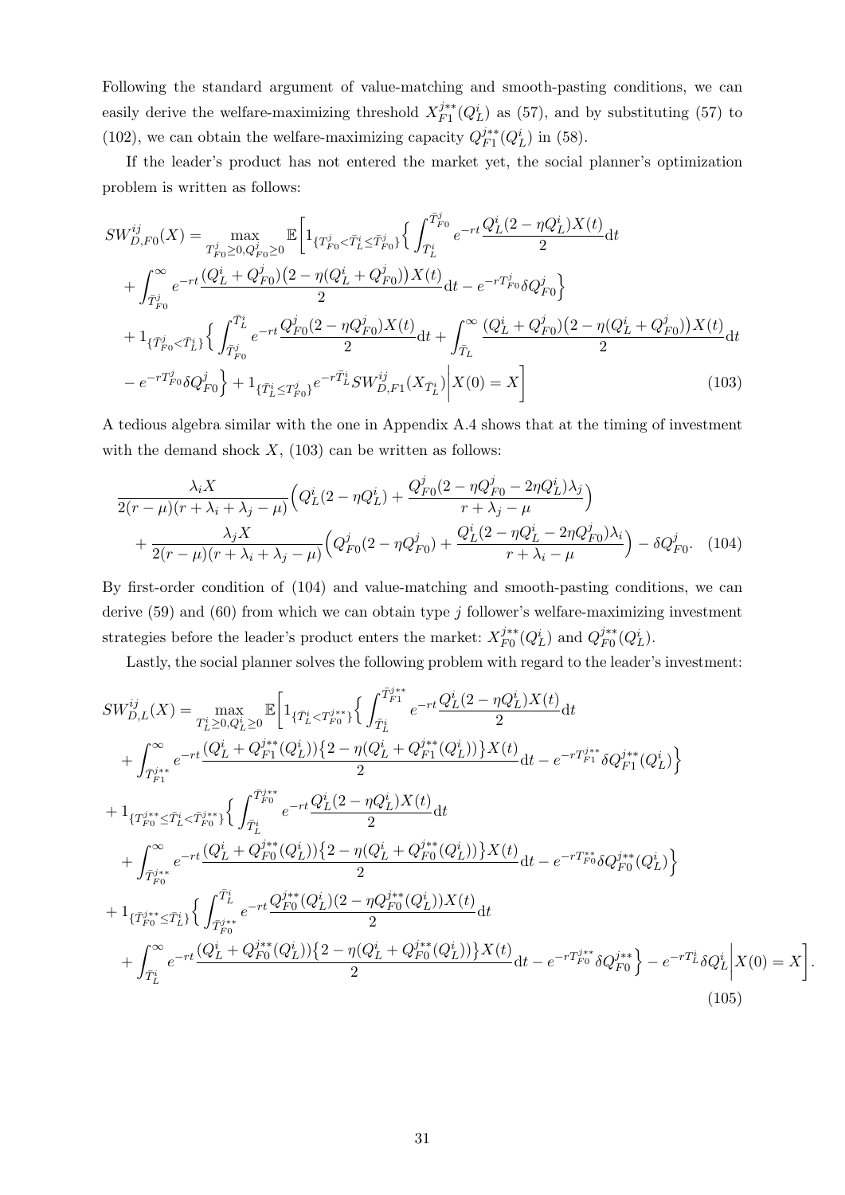Following the standard argument of value-matching and smooth-pasting conditions, we can easily derive the welfare-maximizing threshold $X^{j**}_{F1}(Q^i_L)$ as (57), and by substituting (57) to (102), we can obtain the welfare-maximizing capacity $Q^{j**}_{F1}(Q^i_L)$ in (58).

If the leader's product has not entered the market yet, the social planner's optimization problem is written as follows:

$$
\begin{aligned}
SW^{ij}_{D,F0}(X) = \max_{T^j_{F0}\geq 0, Q^j_{F0}\geq 0} \mathbb{E}\Bigg[ & 1_{\{T^j_{F0}<\bar{T}^i_L\leq \bar{T}^j_{F0}\}}\Big\{ \int_{\bar{T}^i_L}^{\bar{T}^j_{F0}} e^{-rt}\frac{Q^i_L(2-\eta Q^i_L)X(t)}{2}\mathrm{d}t \\
& + \int_{\bar{T}^j_{F0}}^{\infty} e^{-rt}\frac{(Q^i_L+Q^j_{F0})\big(2-\eta(Q^i_L+Q^j_{F0})\big)X(t)}{2}\mathrm{d}t - e^{-rT^j_{F0}}\delta Q^j_{F0}\Big\} \\
& + 1_{\{\bar{T}^j_{F0}<\bar{T}^i_L\}}\Big\{ \int_{\bar{T}^j_{F0}}^{\bar{T}^i_L} e^{-rt}\frac{Q^j_{F0}(2-\eta Q^j_{F0})X(t)}{2}\mathrm{d}t + \int_{\bar{T}_L}^{\infty}\frac{(Q^i_L+Q^j_{F0})\big(2-\eta(Q^i_L+Q^j_{F0})\big)X(t)}{2}\mathrm{d}t \\
& - e^{-rT^j_{F0}}\delta Q^j_{F0}\Big\} + 1_{\{\bar{T}^i_L\leq T^j_{F0}\}} e^{-r\bar{T}^i_L} SW^{ij}_{D,F1}(X_{\bar{T}^i_L})\Bigg| X(0)=X\Bigg] \qquad (103)
\end{aligned}
$$

A tedious algebra similar with the one in Appendix A.4 shows that at the timing of investment with the demand shock $X$, (103) can be written as follows:

$$
\begin{aligned}
& \frac{\lambda_i X}{2(r-\mu)(r+\lambda_i+\lambda_j-\mu)}\Big(Q^i_L(2-\eta Q^i_L)+\frac{Q^j_{F0}(2-\eta Q^j_{F0}-2\eta Q^i_L)\lambda_j}{r+\lambda_j-\mu}\Big) \\
& \quad + \frac{\lambda_j X}{2(r-\mu)(r+\lambda_i+\lambda_j-\mu)}\Big(Q^j_{F0}(2-\eta Q^j_{F0})+\frac{Q^i_L(2-\eta Q^i_L-2\eta Q^j_{F0})\lambda_i}{r+\lambda_i-\mu}\Big) - \delta Q^j_{F0}. \qquad (104)
\end{aligned}
$$

By first-order condition of (104) and value-matching and smooth-pasting conditions, we can derive (59) and (60) from which we can obtain type $j$ follower's welfare-maximizing investment strategies before the leader's product enters the market: $X^{j**}_{F0}(Q^i_L)$ and $Q^{j**}_{F0}(Q^i_L)$.

Lastly, the social planner solves the following problem with regard to the leader's investment:

$$
\begin{aligned}
SW^{ij}_{D,L}(X) = \max_{T^i_L\geq 0, Q^i_L\geq 0} \mathbb{E}\Bigg[ & 1_{\{\bar{T}^i_L<T^{j**}_{F0}\}}\Big\{ \int_{\bar{T}^i_L}^{\bar{T}^{j**}_{F1}} e^{-rt}\frac{Q^i_L(2-\eta Q^i_L)X(t)}{2}\mathrm{d}t \\
& + \int_{\bar{T}^{j**}_{F1}}^{\infty} e^{-rt}\frac{(Q^i_L+Q^{j**}_{F1}(Q^i_L))\big\{2-\eta(Q^i_L+Q^{j**}_{F1}(Q^i_L))\big\}X(t)}{2}\mathrm{d}t - e^{-rT^{j**}_{F1}}\delta Q^{j**}_{F1}(Q^i_L)\Big\} \\
& + 1_{\{T^{j**}_{F0}\leq \bar{T}^i_L<\bar{T}^{j**}_{F0}\}}\Big\{ \int_{\bar{T}^i_L}^{\bar{T}^{j**}_{F0}} e^{-rt}\frac{Q^i_L(2-\eta Q^i_L)X(t)}{2}\mathrm{d}t \\
& + \int_{\bar{T}^{j**}_{F0}}^{\infty} e^{-rt}\frac{(Q^i_L+Q^{j**}_{F0}(Q^i_L))\big\{2-\eta(Q^i_L+Q^{j**}_{F0}(Q^i_L))\big\}X(t)}{2}\mathrm{d}t - e^{-rT^{**}_{F0}}\delta Q^{j**}_{F0}(Q^i_L)\Big\} \\
& + 1_{\{\bar{T}^{j**}_{F0}\leq \bar{T}^i_L\}}\Big\{ \int_{\bar{T}^{j**}_{F0}}^{\bar{T}^i_L} e^{-rt}\frac{Q^{j**}_{F0}(Q^i_L)(2-\eta Q^{j**}_{F0}(Q^i_L))X(t)}{2}\mathrm{d}t \\
& + \int_{\bar{T}^i_L}^{\infty} e^{-rt}\frac{(Q^i_L+Q^{j**}_{F0}(Q^i_L))\big\{2-\eta(Q^i_L+Q^{j**}_{F0}(Q^i_L))\big\}X(t)}{2}\mathrm{d}t - e^{-rT^{j**}_{F0}}\delta Q^{j**}_{F0}\Big\} - e^{-rT^i_L}\delta Q^i_L\Bigg| X(0)=X\Bigg].
\end{aligned}
$$

(105)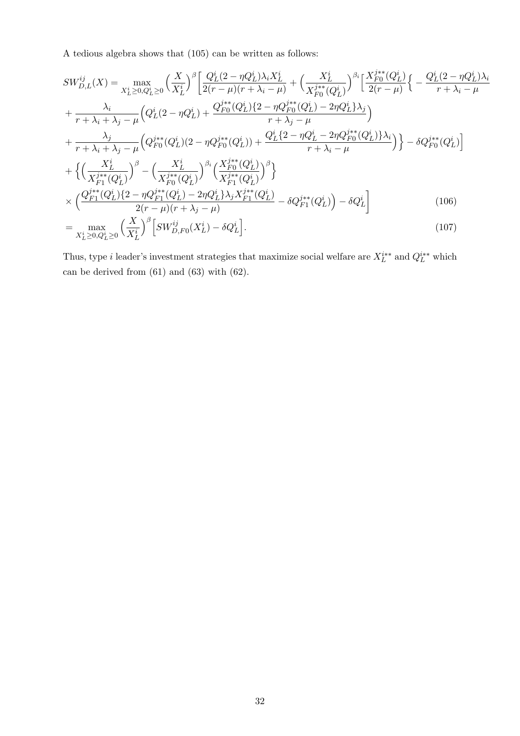A tedious algebra shows that (105) can be written as follows:

$$
\begin{aligned}
SW^{ij}_{D,L}(X) = &\max_{X^i_L \geq 0, Q^i_L \geq 0} \Big(\frac{X}{X^i_L}\Big)^{\beta}\Big[\frac{Q^i_L(2-\eta Q^i_L)\lambda_i X^i_L}{2(r-\mu)(r+\lambda_i-\mu)} + \Big(\frac{X^i_L}{X^{j**}_{F0}(Q^i_L)}\Big)^{\beta_i}\Big[\frac{X^{j**}_{F0}(Q^i_L)}{2(r-\mu)}\Big\{-\frac{Q^i_L(2-\eta Q^i_L)\lambda_i}{r+\lambda_i-\mu} \\
&+ \frac{\lambda_i}{r+\lambda_i+\lambda_j-\mu}\Big(Q^i_L(2-\eta Q^i_L) + \frac{Q^{j**}_{F0}(Q^i_L)\{2-\eta Q^{j**}_{F0}(Q^i_L) - 2\eta Q^i_L\}\lambda_j}{r+\lambda_j-\mu}\Big) \\
&+ \frac{\lambda_j}{r+\lambda_i+\lambda_j-\mu}\Big(Q^{j**}_{F0}(Q^i_L)(2-\eta Q^{j**}_{F0}(Q^i_L)) + \frac{Q^i_L\{2-\eta Q^i_L - 2\eta Q^{j**}_{F0}(Q^i_L)\}\lambda_i}{r+\lambda_i-\mu}\Big)\Big\} - \delta Q^{j**}_{F0}(Q^i_L)\Big] \\
&+ \Big\{\Big(\frac{X^i_L}{X^{j**}_{F1}(Q^i_L)}\Big)^{\beta} - \Big(\frac{X^i_L}{X^{j**}_{F0}(Q^i_L)}\Big)^{\beta_i}\Big(\frac{X^{j**}_{F0}(Q^i_L)}{X^{j**}_{F1}(Q^i_L)}\Big)^{\beta}\Big\} \\
&\times \Big(\frac{Q^{j**}_{F1}(Q^i_L)\{2-\eta Q^{j**}_{F1}(Q^i_L) - 2\eta Q^i_L\}\lambda_j X^{j**}_{F1}(Q^i_L)}{2(r-\mu)(r+\lambda_j-\mu)} - \delta Q^{j**}_{F1}(Q^i_L)\Big) - \delta Q^i_L\Big] \qquad (106) \\
= &\max_{X^i_L \geq 0, Q^i_L \geq 0} \Big(\frac{X}{X^i_L}\Big)^{\beta}\Big[SW^{ij}_{D,F0}(X^i_L) - \delta Q^i_L\Big]. \qquad (107)
\end{aligned}
$$

Thus, type $i$ leader's investment strategies that maximize social welfare are $X^{i**}_L$ and $Q^{i**}_L$ which can be derived from (61) and (63) with (62).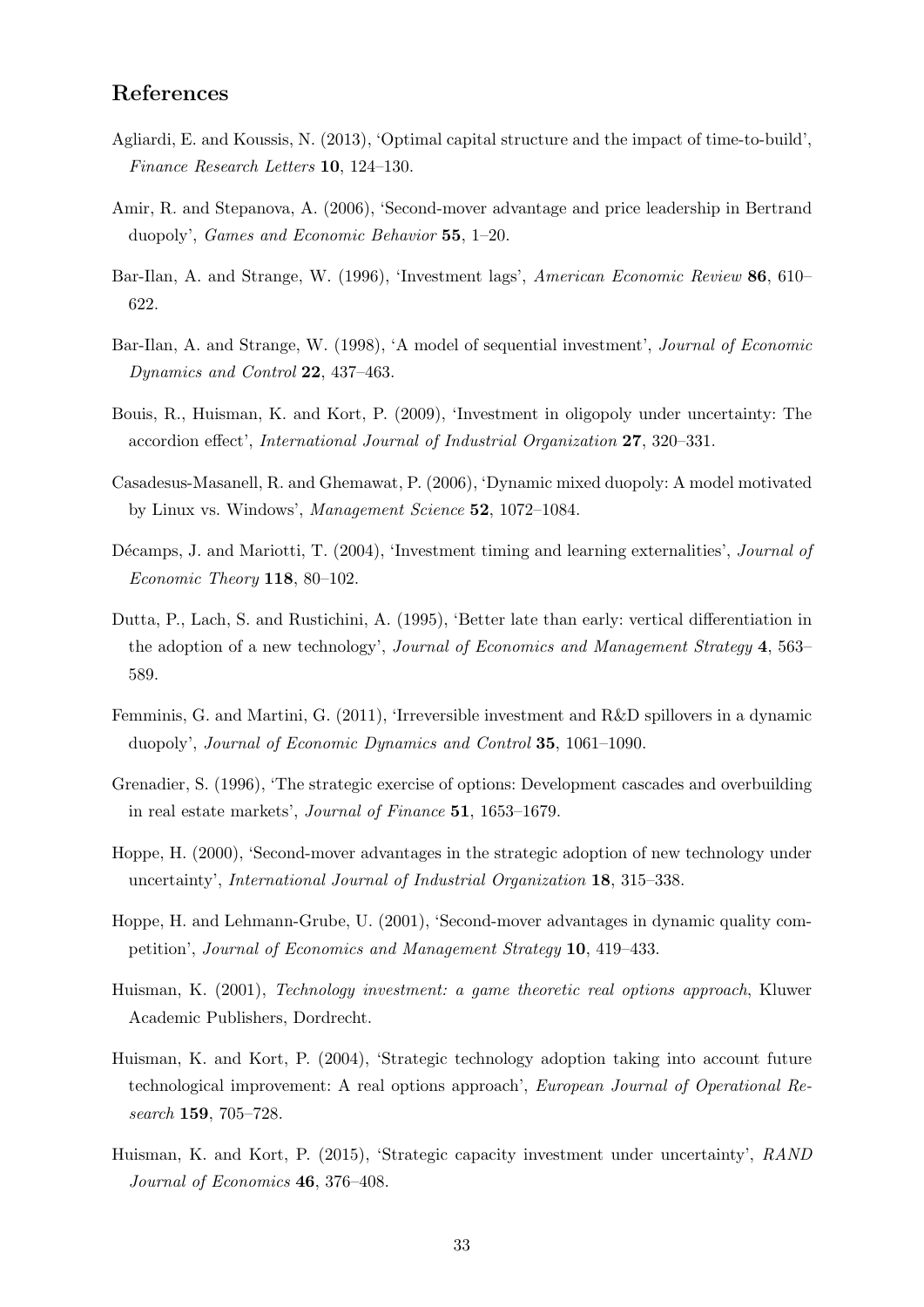## References

Agliardi, E. and Koussis, N. (2013), 'Optimal capital structure and the impact of time-to-build', *Finance Research Letters* **10**, 124–130.

Amir, R. and Stepanova, A. (2006), 'Second-mover advantage and price leadership in Bertrand duopoly', *Games and Economic Behavior* **55**, 1–20.

Bar-Ilan, A. and Strange, W. (1996), 'Investment lags', *American Economic Review* **86**, 610–622.

Bar-Ilan, A. and Strange, W. (1998), 'A model of sequential investment', *Journal of Economic Dynamics and Control* **22**, 437–463.

Bouis, R., Huisman, K. and Kort, P. (2009), 'Investment in oligopoly under uncertainty: The accordion effect', *International Journal of Industrial Organization* **27**, 320–331.

Casadesus-Masanell, R. and Ghemawat, P. (2006), 'Dynamic mixed duopoly: A model motivated by Linux vs. Windows', *Management Science* **52**, 1072–1084.

Décamps, J. and Mariotti, T. (2004), 'Investment timing and learning externalities', *Journal of Economic Theory* **118**, 80–102.

Dutta, P., Lach, S. and Rustichini, A. (1995), 'Better late than early: vertical differentiation in the adoption of a new technology', *Journal of Economics and Management Strategy* **4**, 563–589.

Femminis, G. and Martini, G. (2011), 'Irreversible investment and R&D spillovers in a dynamic duopoly', *Journal of Economic Dynamics and Control* **35**, 1061–1090.

Grenadier, S. (1996), 'The strategic exercise of options: Development cascades and overbuilding in real estate markets', *Journal of Finance* **51**, 1653–1679.

Hoppe, H. (2000), 'Second-mover advantages in the strategic adoption of new technology under uncertainty', *International Journal of Industrial Organization* **18**, 315–338.

Hoppe, H. and Lehmann-Grube, U. (2001), 'Second-mover advantages in dynamic quality competition', *Journal of Economics and Management Strategy* **10**, 419–433.

Huisman, K. (2001), *Technology investment: a game theoretic real options approach*, Kluwer Academic Publishers, Dordrecht.

Huisman, K. and Kort, P. (2004), 'Strategic technology adoption taking into account future technological improvement: A real options approach', *European Journal of Operational Research* **159**, 705–728.

Huisman, K. and Kort, P. (2015), 'Strategic capacity investment under uncertainty', *RAND Journal of Economics* **46**, 376–408.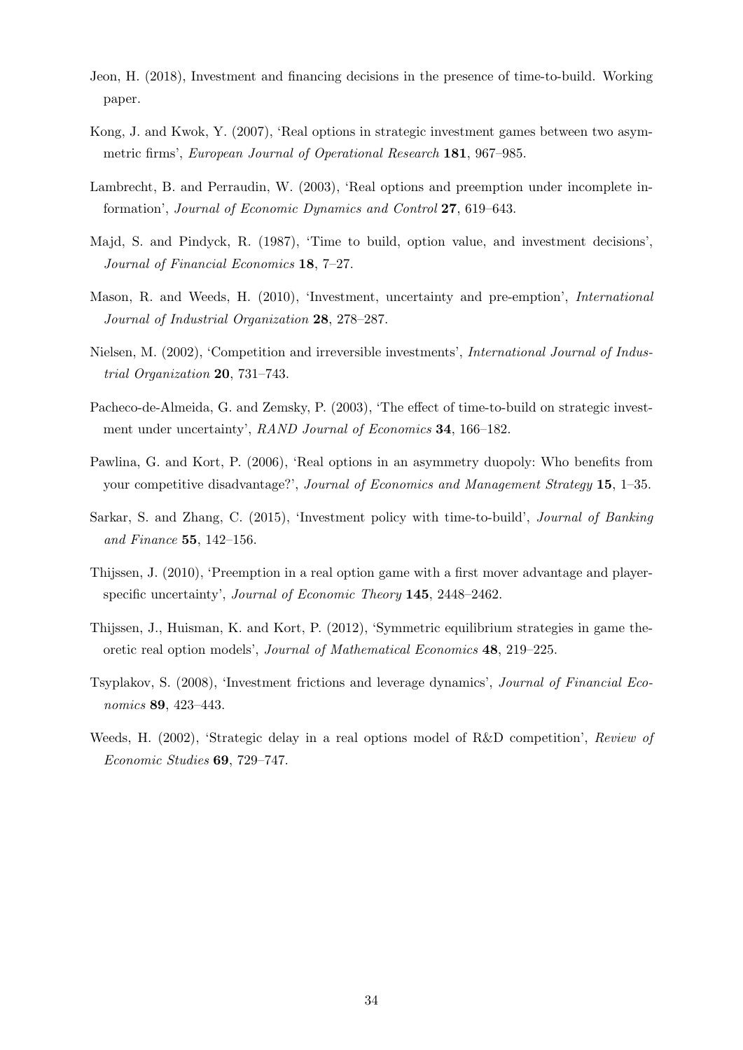Jeon, H. (2018), Investment and financing decisions in the presence of time-to-build. Working paper.

Kong, J. and Kwok, Y. (2007), 'Real options in strategic investment games between two asymmetric firms', *European Journal of Operational Research* **181**, 967–985.

Lambrecht, B. and Perraudin, W. (2003), 'Real options and preemption under incomplete information', *Journal of Economic Dynamics and Control* **27**, 619–643.

Majd, S. and Pindyck, R. (1987), 'Time to build, option value, and investment decisions', *Journal of Financial Economics* **18**, 7–27.

Mason, R. and Weeds, H. (2010), 'Investment, uncertainty and pre-emption', *International Journal of Industrial Organization* **28**, 278–287.

Nielsen, M. (2002), 'Competition and irreversible investments', *International Journal of Industrial Organization* **20**, 731–743.

Pacheco-de-Almeida, G. and Zemsky, P. (2003), 'The effect of time-to-build on strategic investment under uncertainty', *RAND Journal of Economics* **34**, 166–182.

Pawlina, G. and Kort, P. (2006), 'Real options in an asymmetry duopoly: Who benefits from your competitive disadvantage?', *Journal of Economics and Management Strategy* **15**, 1–35.

Sarkar, S. and Zhang, C. (2015), 'Investment policy with time-to-build', *Journal of Banking and Finance* **55**, 142–156.

Thijssen, J. (2010), 'Preemption in a real option game with a first mover advantage and player-specific uncertainty', *Journal of Economic Theory* **145**, 2448–2462.

Thijssen, J., Huisman, K. and Kort, P. (2012), 'Symmetric equilibrium strategies in game theoretic real option models', *Journal of Mathematical Economics* **48**, 219–225.

Tsyplakov, S. (2008), 'Investment frictions and leverage dynamics', *Journal of Financial Economics* **89**, 423–443.

Weeds, H. (2002), 'Strategic delay in a real options model of R&D competition', *Review of Economic Studies* **69**, 729–747.